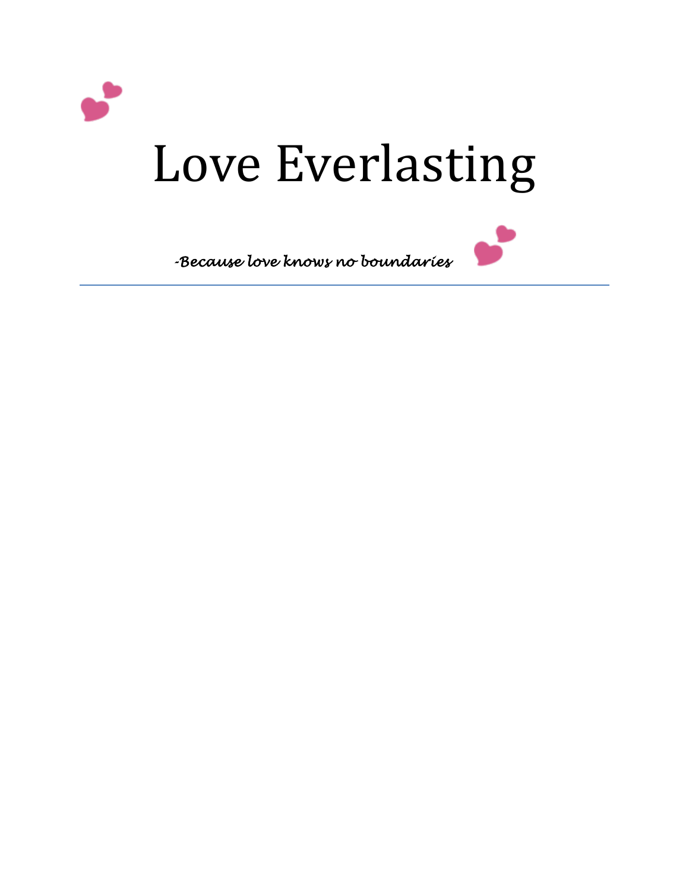# Love Everlasting

*-Because love knows no boundaries*

---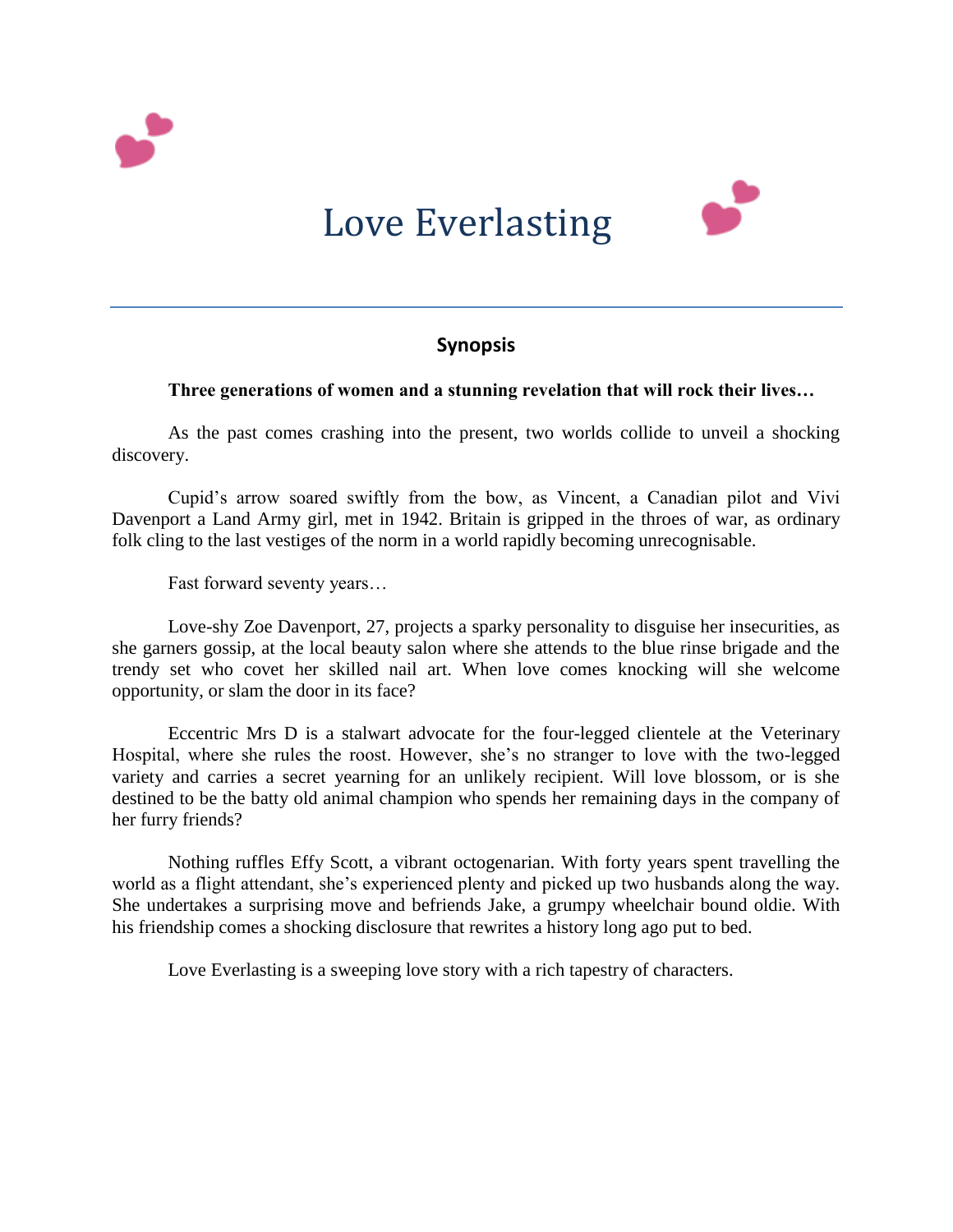# Love Everlasting

## Synopsis

**Three generations of women and a stunning revelation that will rock their lives…**

As the past comes crashing into the present, two worlds collide to unveil a shocking discovery.

Cupid's arrow soared swiftly from the bow, as Vincent, a Canadian pilot and Vivi Davenport a Land Army girl, met in 1942. Britain is gripped in the throes of war, as ordinary folk cling to the last vestiges of the norm in a world rapidly becoming unrecognisable.

Fast forward seventy years…

Love-shy Zoe Davenport, 27, projects a sparky personality to disguise her insecurities, as she garners gossip, at the local beauty salon where she attends to the blue rinse brigade and the trendy set who covet her skilled nail art. When love comes knocking will she welcome opportunity, or slam the door in its face?

Eccentric Mrs D is a stalwart advocate for the four-legged clientele at the Veterinary Hospital, where she rules the roost. However, she's no stranger to love with the two-legged variety and carries a secret yearning for an unlikely recipient. Will love blossom, or is she destined to be the batty old animal champion who spends her remaining days in the company of her furry friends?

Nothing ruffles Effy Scott, a vibrant octogenarian. With forty years spent travelling the world as a flight attendant, she's experienced plenty and picked up two husbands along the way. She undertakes a surprising move and befriends Jake, a grumpy wheelchair bound oldie. With his friendship comes a shocking disclosure that rewrites a history long ago put to bed.

Love Everlasting is a sweeping love story with a rich tapestry of characters.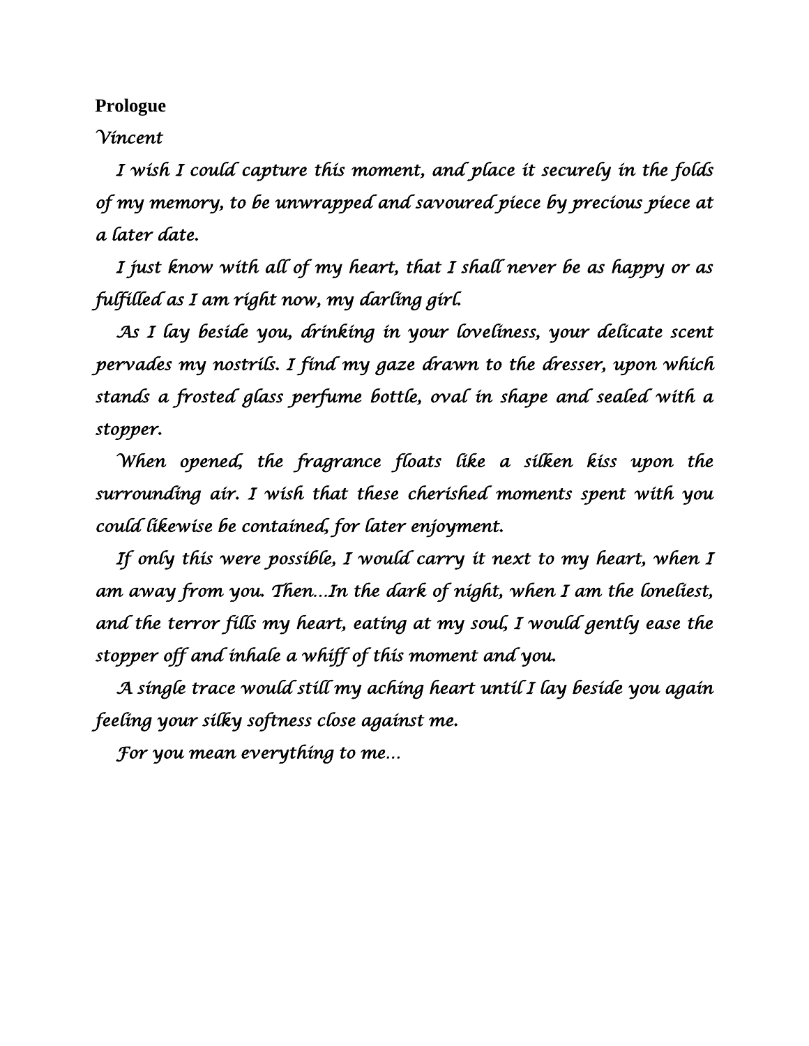**Prologue**

*Vincent*

*I wish I could capture this moment, and place it securely in the folds of my memory, to be unwrapped and savoured piece by precious piece at a later date.*

*I just know with all of my heart, that I shall never be as happy or as fulfilled as I am right now, my darling girl.*

*As I lay beside you, drinking in your loveliness, your delicate scent pervades my nostrils. I find my gaze drawn to the dresser, upon which stands a frosted glass perfume bottle, oval in shape and sealed with a stopper.*

*When opened, the fragrance floats like a silken kiss upon the surrounding air. I wish that these cherished moments spent with you could likewise be contained, for later enjoyment.*

*If only this were possible, I would carry it next to my heart, when I am away from you. Then…In the dark of night, when I am the loneliest, and the terror fills my heart, eating at my soul, I would gently ease the stopper off and inhale a whiff of this moment and you.*

*A single trace would still my aching heart until I lay beside you again feeling your silky softness close against me.*

*For you mean everything to me…*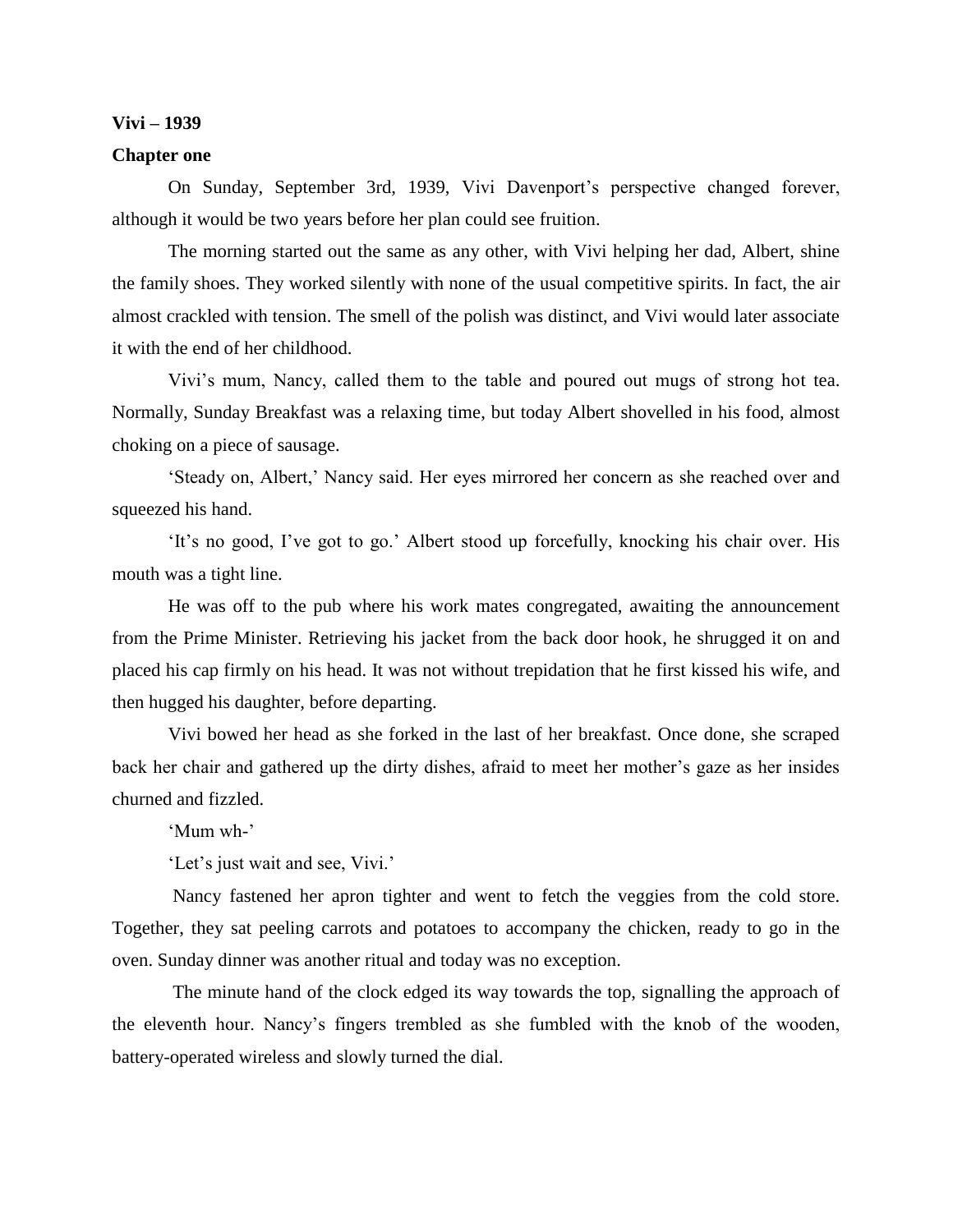**Vivi – 1939**

**Chapter one**

On Sunday, September 3rd, 1939, Vivi Davenport's perspective changed forever, although it would be two years before her plan could see fruition.

The morning started out the same as any other, with Vivi helping her dad, Albert, shine the family shoes. They worked silently with none of the usual competitive spirits. In fact, the air almost crackled with tension. The smell of the polish was distinct, and Vivi would later associate it with the end of her childhood.

Vivi's mum, Nancy, called them to the table and poured out mugs of strong hot tea. Normally, Sunday Breakfast was a relaxing time, but today Albert shovelled in his food, almost choking on a piece of sausage.

'Steady on, Albert,' Nancy said. Her eyes mirrored her concern as she reached over and squeezed his hand.

'It's no good, I've got to go.' Albert stood up forcefully, knocking his chair over. His mouth was a tight line.

He was off to the pub where his work mates congregated, awaiting the announcement from the Prime Minister. Retrieving his jacket from the back door hook, he shrugged it on and placed his cap firmly on his head. It was not without trepidation that he first kissed his wife, and then hugged his daughter, before departing.

Vivi bowed her head as she forked in the last of her breakfast. Once done, she scraped back her chair and gathered up the dirty dishes, afraid to meet her mother's gaze as her insides churned and fizzled.

'Mum wh-'

'Let's just wait and see, Vivi.'

Nancy fastened her apron tighter and went to fetch the veggies from the cold store. Together, they sat peeling carrots and potatoes to accompany the chicken, ready to go in the oven. Sunday dinner was another ritual and today was no exception.

The minute hand of the clock edged its way towards the top, signalling the approach of the eleventh hour. Nancy's fingers trembled as she fumbled with the knob of the wooden, battery-operated wireless and slowly turned the dial.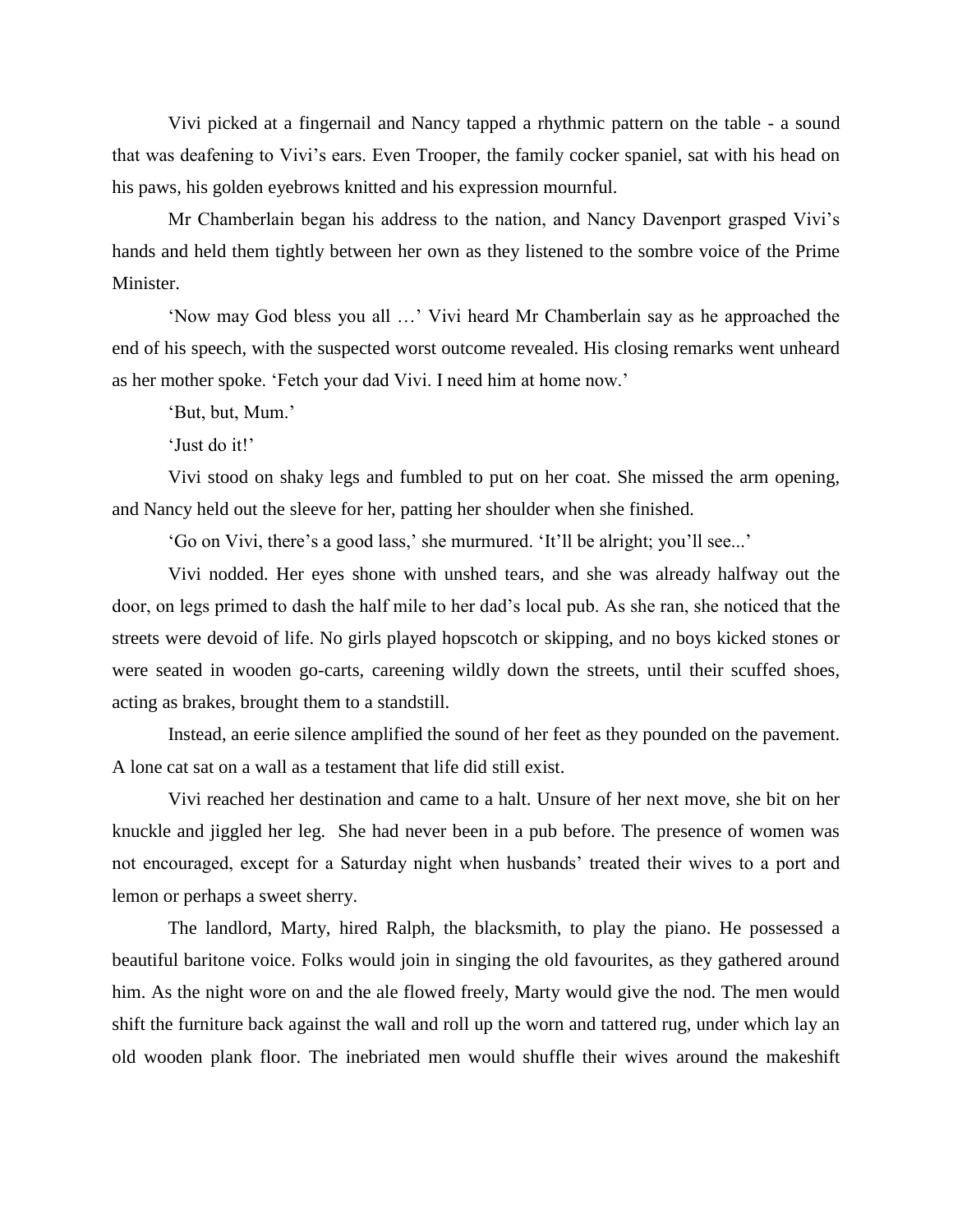Vivi picked at a fingernail and Nancy tapped a rhythmic pattern on the table - a sound that was deafening to Vivi's ears. Even Trooper, the family cocker spaniel, sat with his head on his paws, his golden eyebrows knitted and his expression mournful.

Mr Chamberlain began his address to the nation, and Nancy Davenport grasped Vivi's hands and held them tightly between her own as they listened to the sombre voice of the Prime Minister.

'Now may God bless you all …' Vivi heard Mr Chamberlain say as he approached the end of his speech, with the suspected worst outcome revealed. His closing remarks went unheard as her mother spoke. 'Fetch your dad Vivi. I need him at home now.'

'But, but, Mum.'

'Just do it!'

Vivi stood on shaky legs and fumbled to put on her coat. She missed the arm opening, and Nancy held out the sleeve for her, patting her shoulder when she finished.

'Go on Vivi, there's a good lass,' she murmured. 'It'll be alright; you'll see...'

Vivi nodded. Her eyes shone with unshed tears, and she was already halfway out the door, on legs primed to dash the half mile to her dad's local pub. As she ran, she noticed that the streets were devoid of life. No girls played hopscotch or skipping, and no boys kicked stones or were seated in wooden go-carts, careening wildly down the streets, until their scuffed shoes, acting as brakes, brought them to a standstill.

Instead, an eerie silence amplified the sound of her feet as they pounded on the pavement. A lone cat sat on a wall as a testament that life did still exist.

Vivi reached her destination and came to a halt. Unsure of her next move, she bit on her knuckle and jiggled her leg. She had never been in a pub before. The presence of women was not encouraged, except for a Saturday night when husbands' treated their wives to a port and lemon or perhaps a sweet sherry.

The landlord, Marty, hired Ralph, the blacksmith, to play the piano. He possessed a beautiful baritone voice. Folks would join in singing the old favourites, as they gathered around him. As the night wore on and the ale flowed freely, Marty would give the nod. The men would shift the furniture back against the wall and roll up the worn and tattered rug, under which lay an old wooden plank floor. The inebriated men would shuffle their wives around the makeshift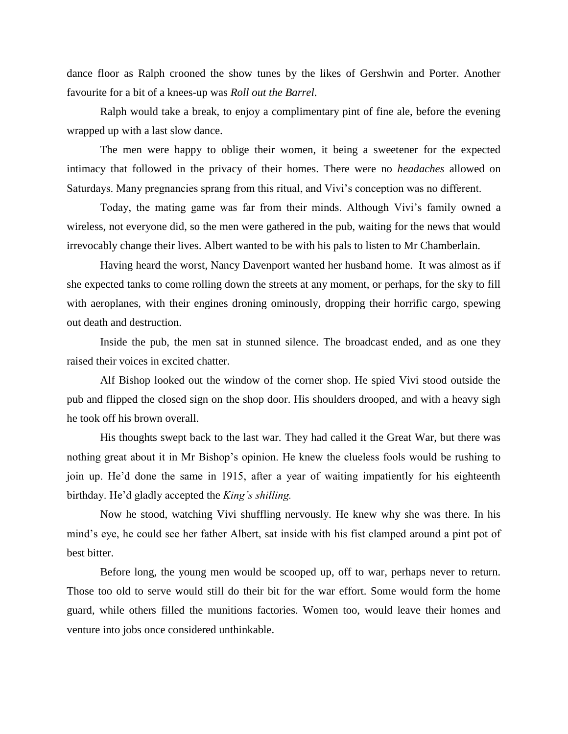dance floor as Ralph crooned the show tunes by the likes of Gershwin and Porter. Another favourite for a bit of a knees-up was *Roll out the Barrel*.

Ralph would take a break, to enjoy a complimentary pint of fine ale, before the evening wrapped up with a last slow dance.

The men were happy to oblige their women, it being a sweetener for the expected intimacy that followed in the privacy of their homes. There were no *headaches* allowed on Saturdays. Many pregnancies sprang from this ritual, and Vivi's conception was no different.

Today, the mating game was far from their minds. Although Vivi's family owned a wireless, not everyone did, so the men were gathered in the pub, waiting for the news that would irrevocably change their lives. Albert wanted to be with his pals to listen to Mr Chamberlain.

Having heard the worst, Nancy Davenport wanted her husband home. It was almost as if she expected tanks to come rolling down the streets at any moment, or perhaps, for the sky to fill with aeroplanes, with their engines droning ominously, dropping their horrific cargo, spewing out death and destruction.

Inside the pub, the men sat in stunned silence. The broadcast ended, and as one they raised their voices in excited chatter.

Alf Bishop looked out the window of the corner shop. He spied Vivi stood outside the pub and flipped the closed sign on the shop door. His shoulders drooped, and with a heavy sigh he took off his brown overall.

His thoughts swept back to the last war. They had called it the Great War, but there was nothing great about it in Mr Bishop's opinion. He knew the clueless fools would be rushing to join up. He'd done the same in 1915, after a year of waiting impatiently for his eighteenth birthday. He'd gladly accepted the *King's shilling.*

Now he stood, watching Vivi shuffling nervously. He knew why she was there. In his mind's eye, he could see her father Albert, sat inside with his fist clamped around a pint pot of best bitter.

Before long, the young men would be scooped up, off to war, perhaps never to return. Those too old to serve would still do their bit for the war effort. Some would form the home guard, while others filled the munitions factories. Women too, would leave their homes and venture into jobs once considered unthinkable.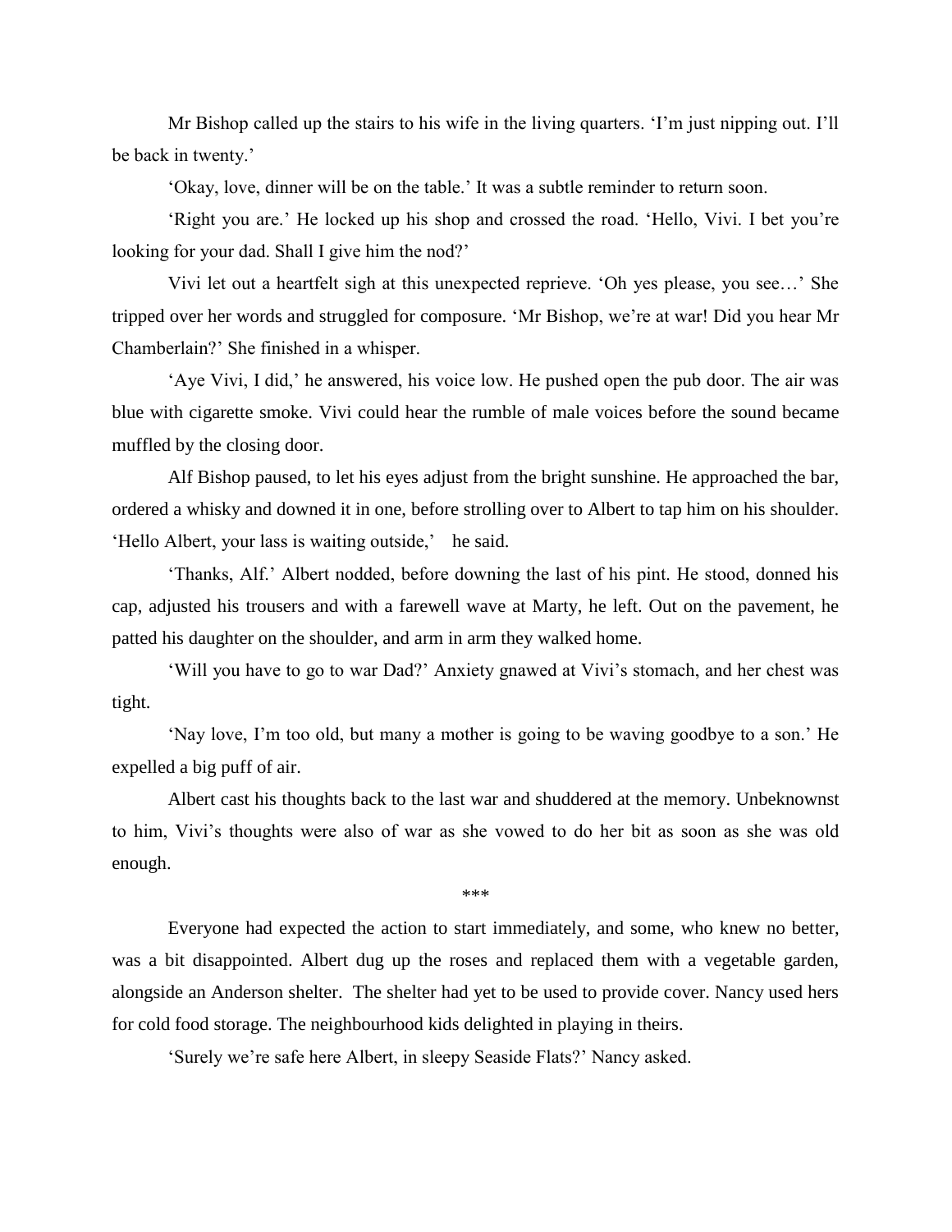Mr Bishop called up the stairs to his wife in the living quarters. 'I'm just nipping out. I'll be back in twenty.'

'Okay, love, dinner will be on the table.' It was a subtle reminder to return soon.

'Right you are.' He locked up his shop and crossed the road. 'Hello, Vivi. I bet you're looking for your dad. Shall I give him the nod?'

Vivi let out a heartfelt sigh at this unexpected reprieve. 'Oh yes please, you see…' She tripped over her words and struggled for composure. 'Mr Bishop, we're at war! Did you hear Mr Chamberlain?' She finished in a whisper.

'Aye Vivi, I did,' he answered, his voice low. He pushed open the pub door. The air was blue with cigarette smoke. Vivi could hear the rumble of male voices before the sound became muffled by the closing door.

Alf Bishop paused, to let his eyes adjust from the bright sunshine. He approached the bar, ordered a whisky and downed it in one, before strolling over to Albert to tap him on his shoulder. 'Hello Albert, your lass is waiting outside,' he said.

'Thanks, Alf.' Albert nodded, before downing the last of his pint. He stood, donned his cap, adjusted his trousers and with a farewell wave at Marty, he left. Out on the pavement, he patted his daughter on the shoulder, and arm in arm they walked home.

'Will you have to go to war Dad?' Anxiety gnawed at Vivi's stomach, and her chest was tight.

'Nay love, I'm too old, but many a mother is going to be waving goodbye to a son.' He expelled a big puff of air.

Albert cast his thoughts back to the last war and shuddered at the memory. Unbeknownst to him, Vivi's thoughts were also of war as she vowed to do her bit as soon as she was old enough.

\*\*\*

Everyone had expected the action to start immediately, and some, who knew no better, was a bit disappointed. Albert dug up the roses and replaced them with a vegetable garden, alongside an Anderson shelter. The shelter had yet to be used to provide cover. Nancy used hers for cold food storage. The neighbourhood kids delighted in playing in theirs.

'Surely we're safe here Albert, in sleepy Seaside Flats?' Nancy asked.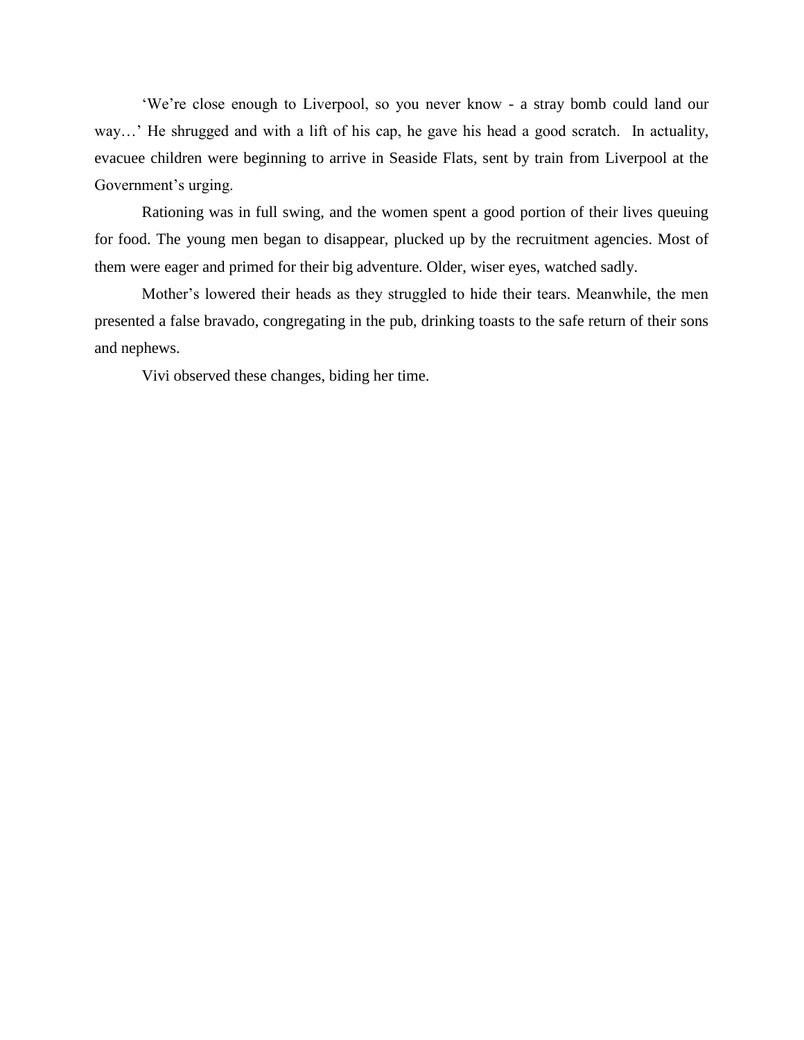'We're close enough to Liverpool, so you never know - a stray bomb could land our way…' He shrugged and with a lift of his cap, he gave his head a good scratch. In actuality, evacuee children were beginning to arrive in Seaside Flats, sent by train from Liverpool at the Government's urging.

Rationing was in full swing, and the women spent a good portion of their lives queuing for food. The young men began to disappear, plucked up by the recruitment agencies. Most of them were eager and primed for their big adventure. Older, wiser eyes, watched sadly.

Mother's lowered their heads as they struggled to hide their tears. Meanwhile, the men presented a false bravado, congregating in the pub, drinking toasts to the safe return of their sons and nephews.

Vivi observed these changes, biding her time.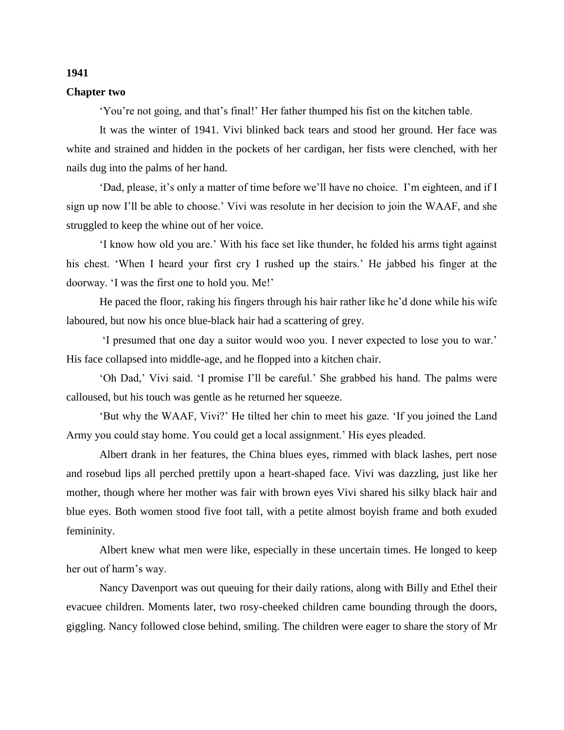**1941**

**Chapter two**

'You're not going, and that's final!' Her father thumped his fist on the kitchen table.

It was the winter of 1941. Vivi blinked back tears and stood her ground. Her face was white and strained and hidden in the pockets of her cardigan, her fists were clenched, with her nails dug into the palms of her hand.

'Dad, please, it's only a matter of time before we'll have no choice. I'm eighteen, and if I sign up now I'll be able to choose.' Vivi was resolute in her decision to join the WAAF, and she struggled to keep the whine out of her voice.

'I know how old you are.' With his face set like thunder, he folded his arms tight against his chest. 'When I heard your first cry I rushed up the stairs.' He jabbed his finger at the doorway. 'I was the first one to hold you. Me!'

He paced the floor, raking his fingers through his hair rather like he'd done while his wife laboured, but now his once blue-black hair had a scattering of grey.

'I presumed that one day a suitor would woo you. I never expected to lose you to war.' His face collapsed into middle-age, and he flopped into a kitchen chair.

'Oh Dad,' Vivi said. 'I promise I'll be careful.' She grabbed his hand. The palms were calloused, but his touch was gentle as he returned her squeeze.

'But why the WAAF, Vivi?' He tilted her chin to meet his gaze. 'If you joined the Land Army you could stay home. You could get a local assignment.' His eyes pleaded.

Albert drank in her features, the China blues eyes, rimmed with black lashes, pert nose and rosebud lips all perched prettily upon a heart-shaped face. Vivi was dazzling, just like her mother, though where her mother was fair with brown eyes Vivi shared his silky black hair and blue eyes. Both women stood five foot tall, with a petite almost boyish frame and both exuded femininity.

Albert knew what men were like, especially in these uncertain times. He longed to keep her out of harm's way.

Nancy Davenport was out queuing for their daily rations, along with Billy and Ethel their evacuee children. Moments later, two rosy-cheeked children came bounding through the doors, giggling. Nancy followed close behind, smiling. The children were eager to share the story of Mr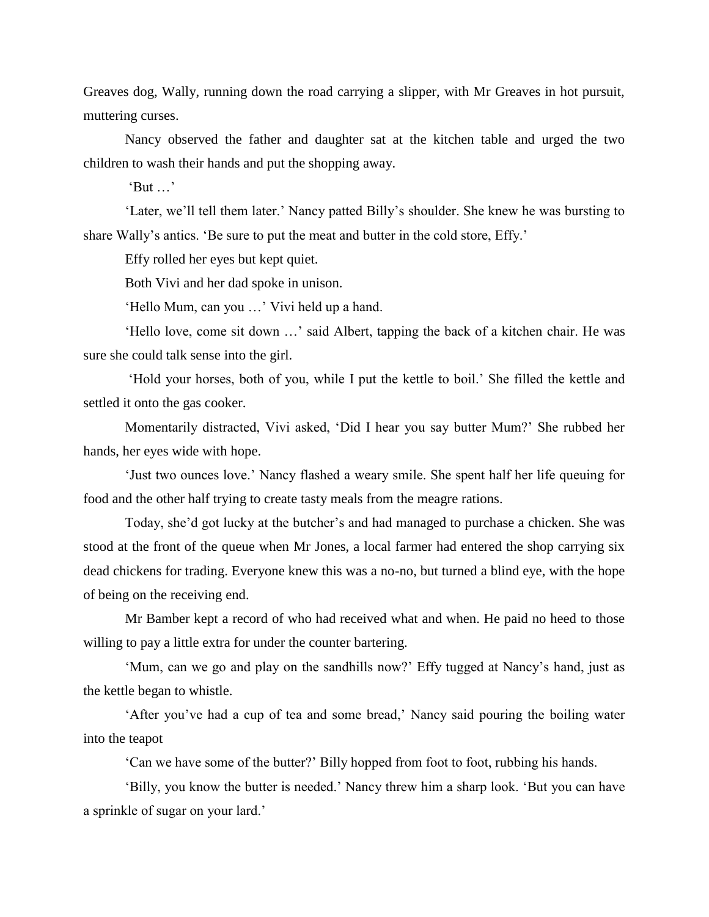Greaves dog, Wally, running down the road carrying a slipper, with Mr Greaves in hot pursuit, muttering curses.

Nancy observed the father and daughter sat at the kitchen table and urged the two children to wash their hands and put the shopping away.

'But …'

'Later, we'll tell them later.' Nancy patted Billy's shoulder. She knew he was bursting to share Wally's antics. 'Be sure to put the meat and butter in the cold store, Effy.'

Effy rolled her eyes but kept quiet.

Both Vivi and her dad spoke in unison.

'Hello Mum, can you …' Vivi held up a hand.

'Hello love, come sit down …' said Albert, tapping the back of a kitchen chair. He was sure she could talk sense into the girl.

'Hold your horses, both of you, while I put the kettle to boil.' She filled the kettle and settled it onto the gas cooker.

Momentarily distracted, Vivi asked, 'Did I hear you say butter Mum?' She rubbed her hands, her eyes wide with hope.

'Just two ounces love.' Nancy flashed a weary smile. She spent half her life queuing for food and the other half trying to create tasty meals from the meagre rations.

Today, she'd got lucky at the butcher's and had managed to purchase a chicken. She was stood at the front of the queue when Mr Jones, a local farmer had entered the shop carrying six dead chickens for trading. Everyone knew this was a no-no, but turned a blind eye, with the hope of being on the receiving end.

Mr Bamber kept a record of who had received what and when. He paid no heed to those willing to pay a little extra for under the counter bartering.

'Mum, can we go and play on the sandhills now?' Effy tugged at Nancy's hand, just as the kettle began to whistle.

'After you've had a cup of tea and some bread,' Nancy said pouring the boiling water into the teapot

'Can we have some of the butter?' Billy hopped from foot to foot, rubbing his hands.

'Billy, you know the butter is needed.' Nancy threw him a sharp look. 'But you can have a sprinkle of sugar on your lard.'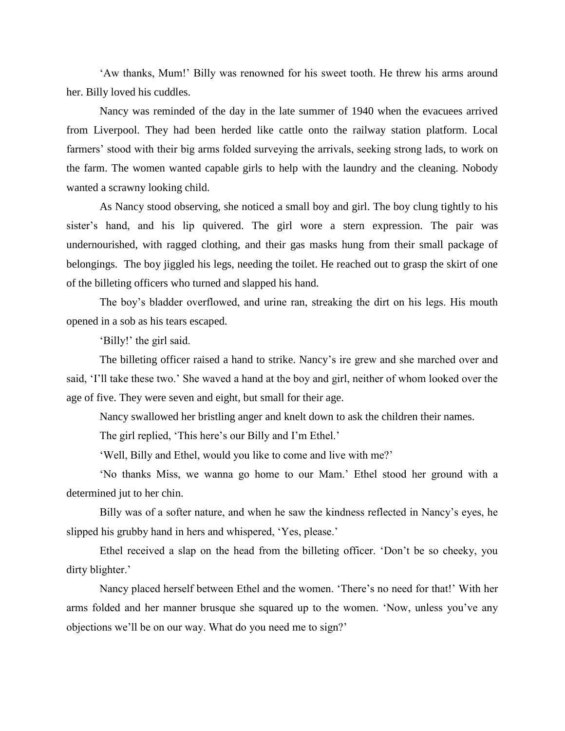'Aw thanks, Mum!' Billy was renowned for his sweet tooth. He threw his arms around her. Billy loved his cuddles.

Nancy was reminded of the day in the late summer of 1940 when the evacuees arrived from Liverpool. They had been herded like cattle onto the railway station platform. Local farmers' stood with their big arms folded surveying the arrivals, seeking strong lads, to work on the farm. The women wanted capable girls to help with the laundry and the cleaning. Nobody wanted a scrawny looking child.

As Nancy stood observing, she noticed a small boy and girl. The boy clung tightly to his sister's hand, and his lip quivered. The girl wore a stern expression. The pair was undernourished, with ragged clothing, and their gas masks hung from their small package of belongings. The boy jiggled his legs, needing the toilet. He reached out to grasp the skirt of one of the billeting officers who turned and slapped his hand.

The boy's bladder overflowed, and urine ran, streaking the dirt on his legs. His mouth opened in a sob as his tears escaped.

'Billy!' the girl said.

The billeting officer raised a hand to strike. Nancy's ire grew and she marched over and said, 'I'll take these two.' She waved a hand at the boy and girl, neither of whom looked over the age of five. They were seven and eight, but small for their age.

Nancy swallowed her bristling anger and knelt down to ask the children their names.

The girl replied, 'This here's our Billy and I'm Ethel.'

'Well, Billy and Ethel, would you like to come and live with me?'

'No thanks Miss, we wanna go home to our Mam.' Ethel stood her ground with a determined jut to her chin.

Billy was of a softer nature, and when he saw the kindness reflected in Nancy's eyes, he slipped his grubby hand in hers and whispered, 'Yes, please.'

Ethel received a slap on the head from the billeting officer. 'Don't be so cheeky, you dirty blighter.'

Nancy placed herself between Ethel and the women. 'There's no need for that!' With her arms folded and her manner brusque she squared up to the women. 'Now, unless you've any objections we'll be on our way. What do you need me to sign?'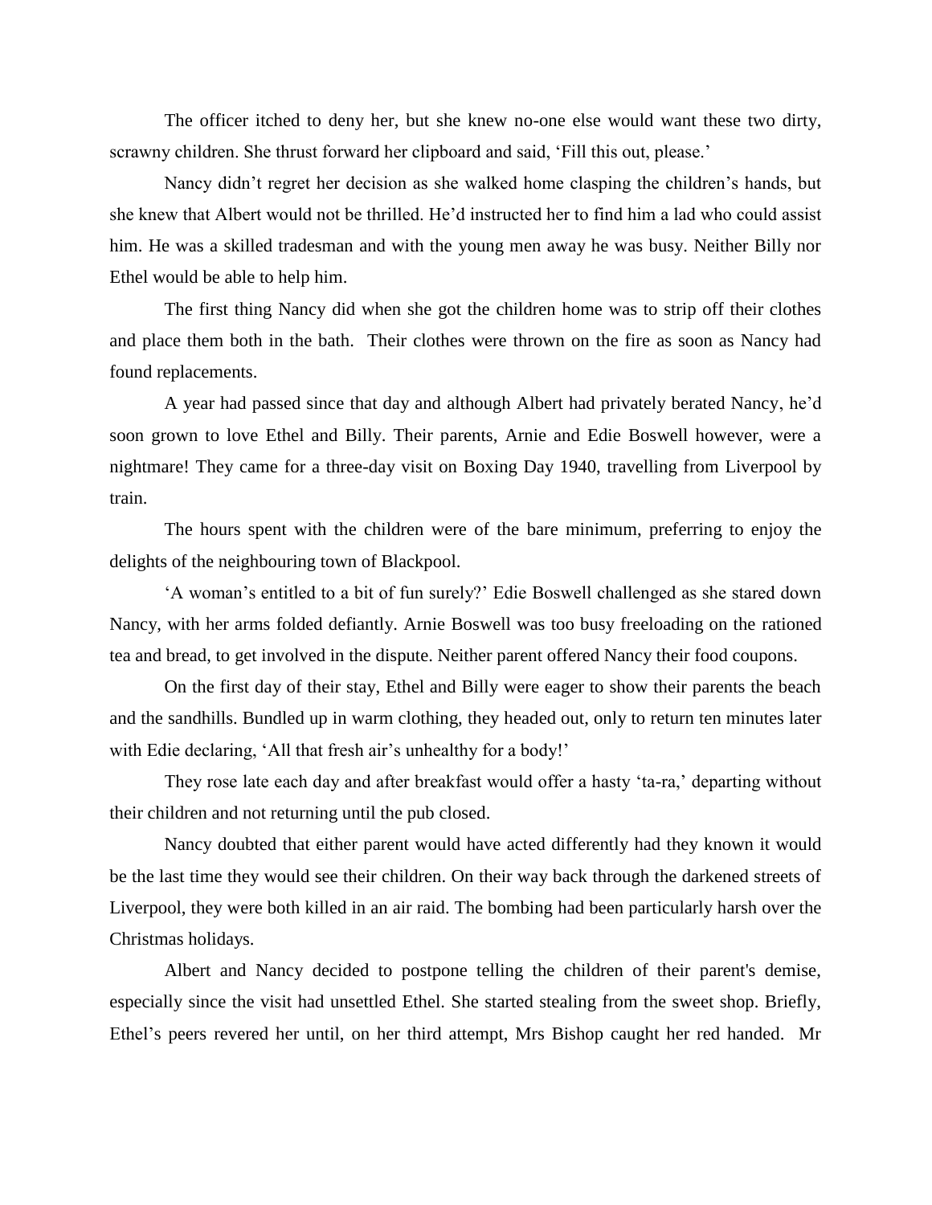The officer itched to deny her, but she knew no-one else would want these two dirty, scrawny children. She thrust forward her clipboard and said, 'Fill this out, please.'

Nancy didn't regret her decision as she walked home clasping the children's hands, but she knew that Albert would not be thrilled. He'd instructed her to find him a lad who could assist him. He was a skilled tradesman and with the young men away he was busy. Neither Billy nor Ethel would be able to help him.

The first thing Nancy did when she got the children home was to strip off their clothes and place them both in the bath. Their clothes were thrown on the fire as soon as Nancy had found replacements.

A year had passed since that day and although Albert had privately berated Nancy, he'd soon grown to love Ethel and Billy. Their parents, Arnie and Edie Boswell however, were a nightmare! They came for a three-day visit on Boxing Day 1940, travelling from Liverpool by train.

The hours spent with the children were of the bare minimum, preferring to enjoy the delights of the neighbouring town of Blackpool.

'A woman's entitled to a bit of fun surely?' Edie Boswell challenged as she stared down Nancy, with her arms folded defiantly. Arnie Boswell was too busy freeloading on the rationed tea and bread, to get involved in the dispute. Neither parent offered Nancy their food coupons.

On the first day of their stay, Ethel and Billy were eager to show their parents the beach and the sandhills. Bundled up in warm clothing, they headed out, only to return ten minutes later with Edie declaring, 'All that fresh air's unhealthy for a body!'

They rose late each day and after breakfast would offer a hasty 'ta-ra,' departing without their children and not returning until the pub closed.

Nancy doubted that either parent would have acted differently had they known it would be the last time they would see their children. On their way back through the darkened streets of Liverpool, they were both killed in an air raid. The bombing had been particularly harsh over the Christmas holidays.

Albert and Nancy decided to postpone telling the children of their parent's demise, especially since the visit had unsettled Ethel. She started stealing from the sweet shop. Briefly, Ethel's peers revered her until, on her third attempt, Mrs Bishop caught her red handed. Mr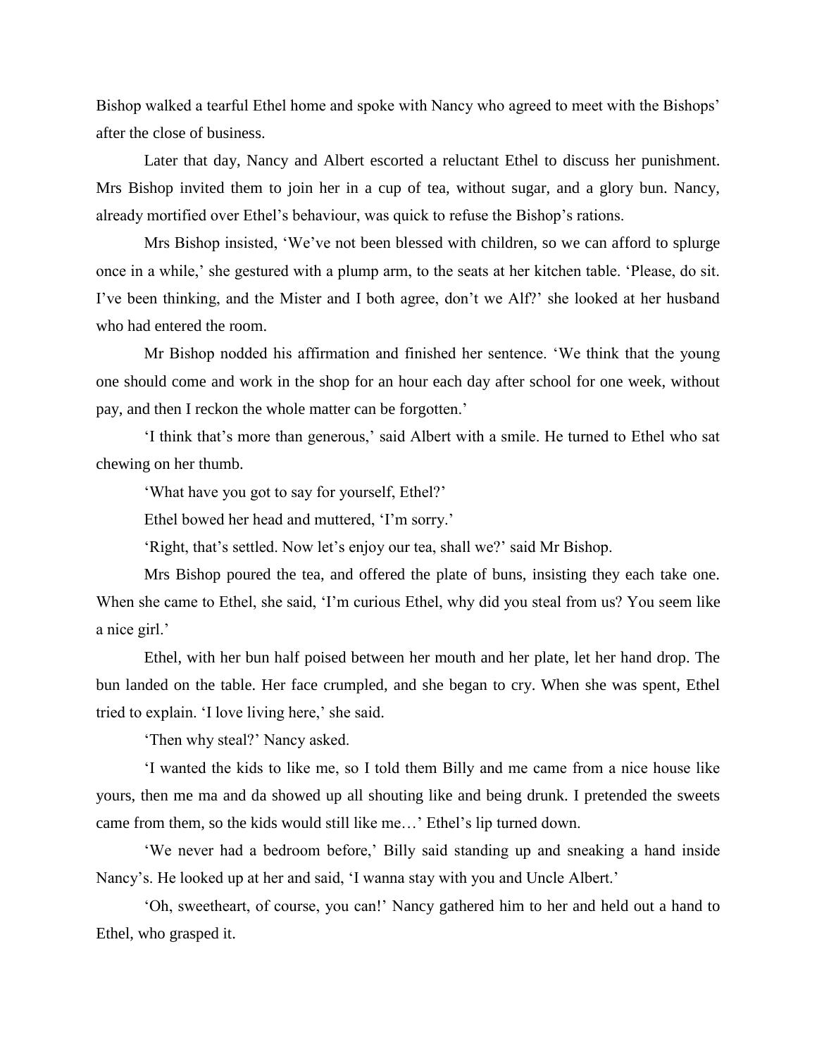Bishop walked a tearful Ethel home and spoke with Nancy who agreed to meet with the Bishops' after the close of business.

Later that day, Nancy and Albert escorted a reluctant Ethel to discuss her punishment. Mrs Bishop invited them to join her in a cup of tea, without sugar, and a glory bun. Nancy, already mortified over Ethel's behaviour, was quick to refuse the Bishop's rations.

Mrs Bishop insisted, 'We've not been blessed with children, so we can afford to splurge once in a while,' she gestured with a plump arm, to the seats at her kitchen table. 'Please, do sit. I've been thinking, and the Mister and I both agree, don't we Alf?' she looked at her husband who had entered the room.

Mr Bishop nodded his affirmation and finished her sentence. 'We think that the young one should come and work in the shop for an hour each day after school for one week, without pay, and then I reckon the whole matter can be forgotten.'

'I think that's more than generous,' said Albert with a smile. He turned to Ethel who sat chewing on her thumb.

'What have you got to say for yourself, Ethel?'

Ethel bowed her head and muttered, 'I'm sorry.'

'Right, that's settled. Now let's enjoy our tea, shall we?' said Mr Bishop.

Mrs Bishop poured the tea, and offered the plate of buns, insisting they each take one. When she came to Ethel, she said, 'I'm curious Ethel, why did you steal from us? You seem like a nice girl.'

Ethel, with her bun half poised between her mouth and her plate, let her hand drop. The bun landed on the table. Her face crumpled, and she began to cry. When she was spent, Ethel tried to explain. 'I love living here,' she said.

'Then why steal?' Nancy asked.

'I wanted the kids to like me, so I told them Billy and me came from a nice house like yours, then me ma and da showed up all shouting like and being drunk. I pretended the sweets came from them, so the kids would still like me…' Ethel's lip turned down.

'We never had a bedroom before,' Billy said standing up and sneaking a hand inside Nancy's. He looked up at her and said, 'I wanna stay with you and Uncle Albert.'

'Oh, sweetheart, of course, you can!' Nancy gathered him to her and held out a hand to Ethel, who grasped it.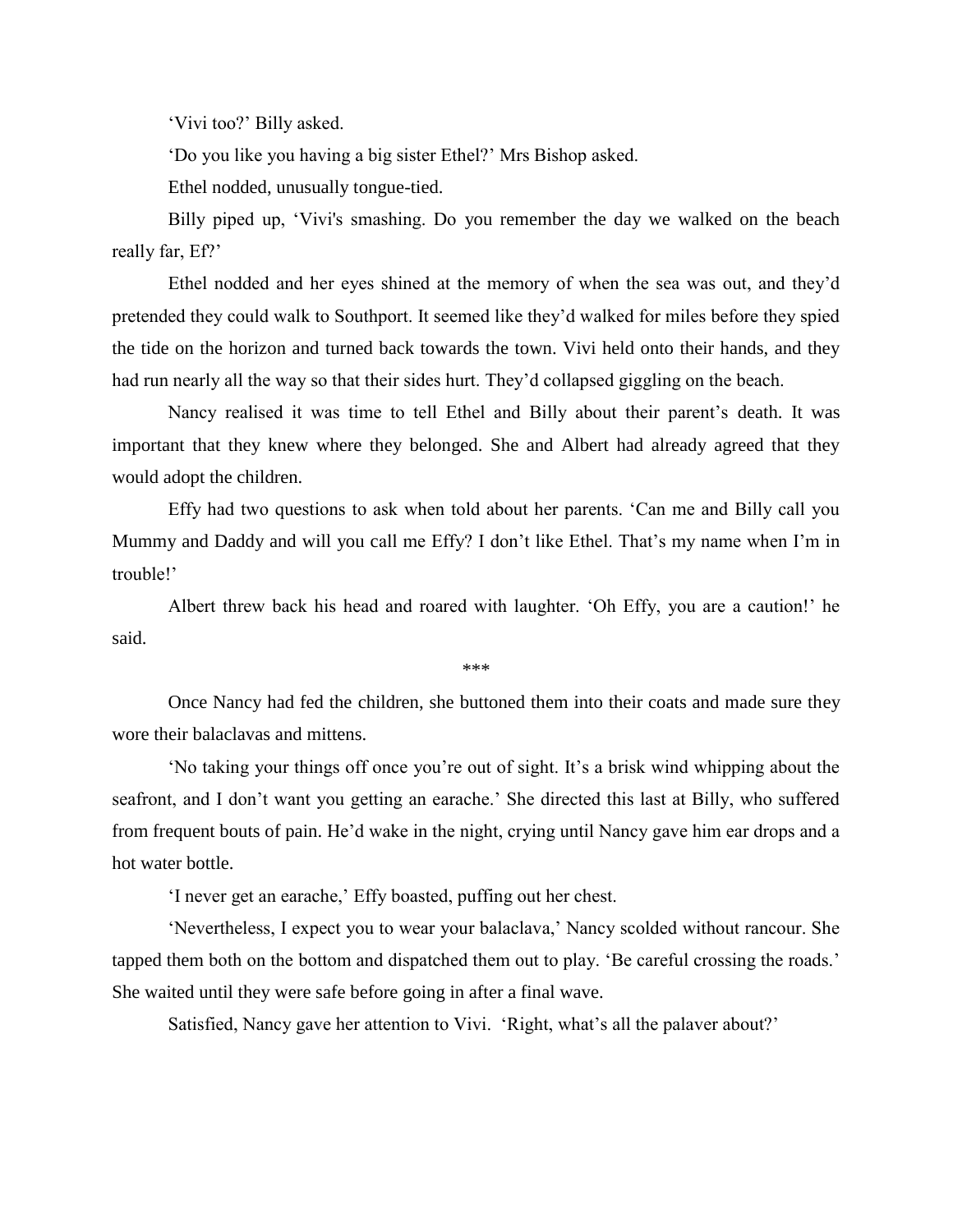'Vivi too?' Billy asked.

'Do you like you having a big sister Ethel?' Mrs Bishop asked.

Ethel nodded, unusually tongue-tied.

Billy piped up, 'Vivi's smashing. Do you remember the day we walked on the beach really far, Ef?'

Ethel nodded and her eyes shined at the memory of when the sea was out, and they'd pretended they could walk to Southport. It seemed like they'd walked for miles before they spied the tide on the horizon and turned back towards the town. Vivi held onto their hands, and they had run nearly all the way so that their sides hurt. They'd collapsed giggling on the beach.

Nancy realised it was time to tell Ethel and Billy about their parent's death. It was important that they knew where they belonged. She and Albert had already agreed that they would adopt the children.

Effy had two questions to ask when told about her parents. 'Can me and Billy call you Mummy and Daddy and will you call me Effy? I don't like Ethel. That's my name when I'm in trouble!'

Albert threw back his head and roared with laughter. 'Oh Effy, you are a caution!' he said.

***

Once Nancy had fed the children, she buttoned them into their coats and made sure they wore their balaclavas and mittens.

'No taking your things off once you're out of sight. It's a brisk wind whipping about the seafront, and I don't want you getting an earache.' She directed this last at Billy, who suffered from frequent bouts of pain. He'd wake in the night, crying until Nancy gave him ear drops and a hot water bottle.

'I never get an earache,' Effy boasted, puffing out her chest.

'Nevertheless, I expect you to wear your balaclava,' Nancy scolded without rancour. She tapped them both on the bottom and dispatched them out to play. 'Be careful crossing the roads.' She waited until they were safe before going in after a final wave.

Satisfied, Nancy gave her attention to Vivi. 'Right, what's all the palaver about?'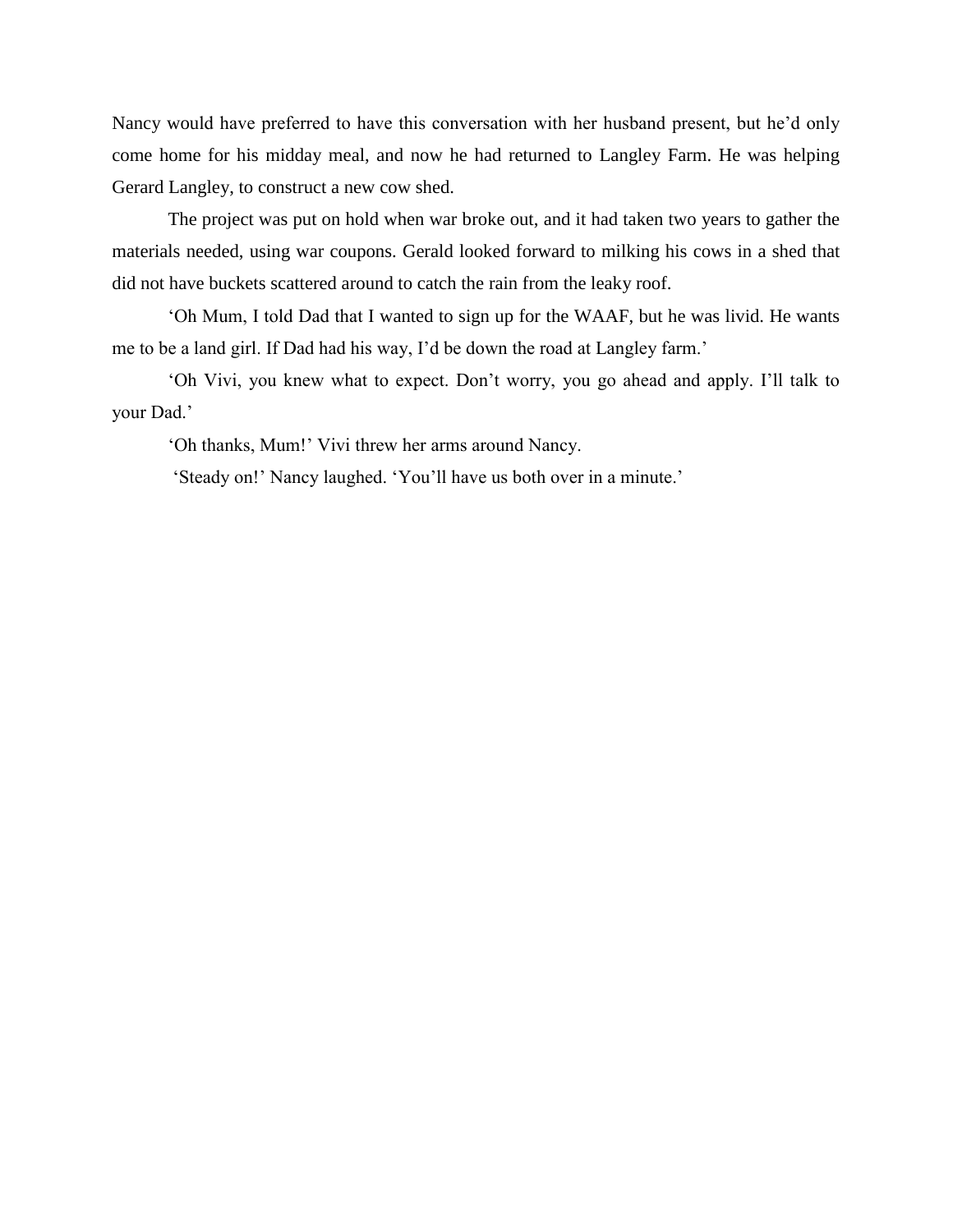Nancy would have preferred to have this conversation with her husband present, but he'd only come home for his midday meal, and now he had returned to Langley Farm. He was helping Gerard Langley, to construct a new cow shed.

The project was put on hold when war broke out, and it had taken two years to gather the materials needed, using war coupons. Gerald looked forward to milking his cows in a shed that did not have buckets scattered around to catch the rain from the leaky roof.

'Oh Mum, I told Dad that I wanted to sign up for the WAAF, but he was livid. He wants me to be a land girl. If Dad had his way, I'd be down the road at Langley farm.'

'Oh Vivi, you knew what to expect. Don't worry, you go ahead and apply. I'll talk to your Dad.'

'Oh thanks, Mum!' Vivi threw her arms around Nancy.

'Steady on!' Nancy laughed. 'You'll have us both over in a minute.'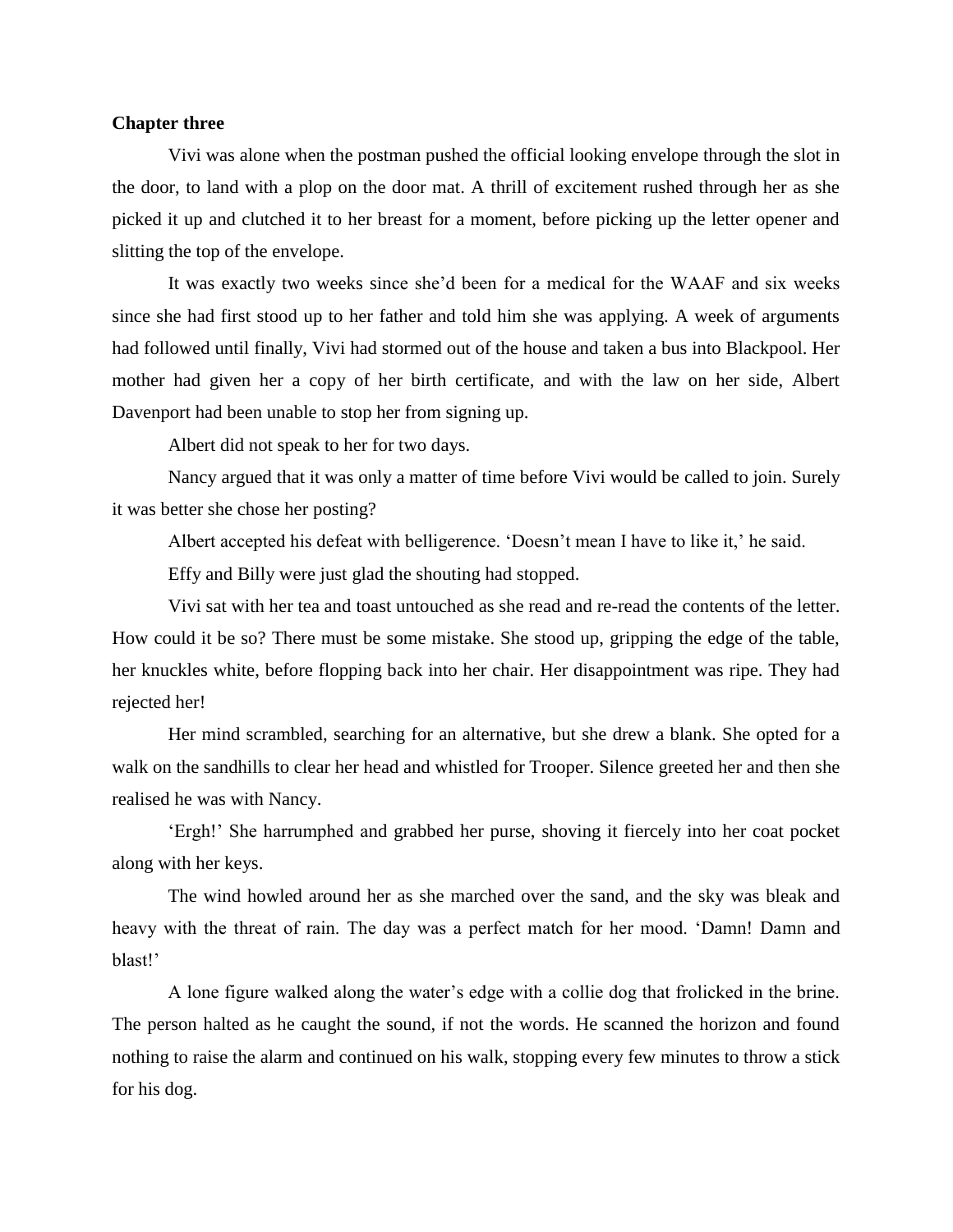**Chapter three**

Vivi was alone when the postman pushed the official looking envelope through the slot in the door, to land with a plop on the door mat. A thrill of excitement rushed through her as she picked it up and clutched it to her breast for a moment, before picking up the letter opener and slitting the top of the envelope.

It was exactly two weeks since she'd been for a medical for the WAAF and six weeks since she had first stood up to her father and told him she was applying. A week of arguments had followed until finally, Vivi had stormed out of the house and taken a bus into Blackpool. Her mother had given her a copy of her birth certificate, and with the law on her side, Albert Davenport had been unable to stop her from signing up.

Albert did not speak to her for two days.

Nancy argued that it was only a matter of time before Vivi would be called to join. Surely it was better she chose her posting?

Albert accepted his defeat with belligerence. 'Doesn't mean I have to like it,' he said.

Effy and Billy were just glad the shouting had stopped.

Vivi sat with her tea and toast untouched as she read and re-read the contents of the letter. How could it be so? There must be some mistake. She stood up, gripping the edge of the table, her knuckles white, before flopping back into her chair. Her disappointment was ripe. They had rejected her!

Her mind scrambled, searching for an alternative, but she drew a blank. She opted for a walk on the sandhills to clear her head and whistled for Trooper. Silence greeted her and then she realised he was with Nancy.

'Ergh!' She harrumphed and grabbed her purse, shoving it fiercely into her coat pocket along with her keys.

The wind howled around her as she marched over the sand, and the sky was bleak and heavy with the threat of rain. The day was a perfect match for her mood. 'Damn! Damn and blast!'

A lone figure walked along the water's edge with a collie dog that frolicked in the brine. The person halted as he caught the sound, if not the words. He scanned the horizon and found nothing to raise the alarm and continued on his walk, stopping every few minutes to throw a stick for his dog.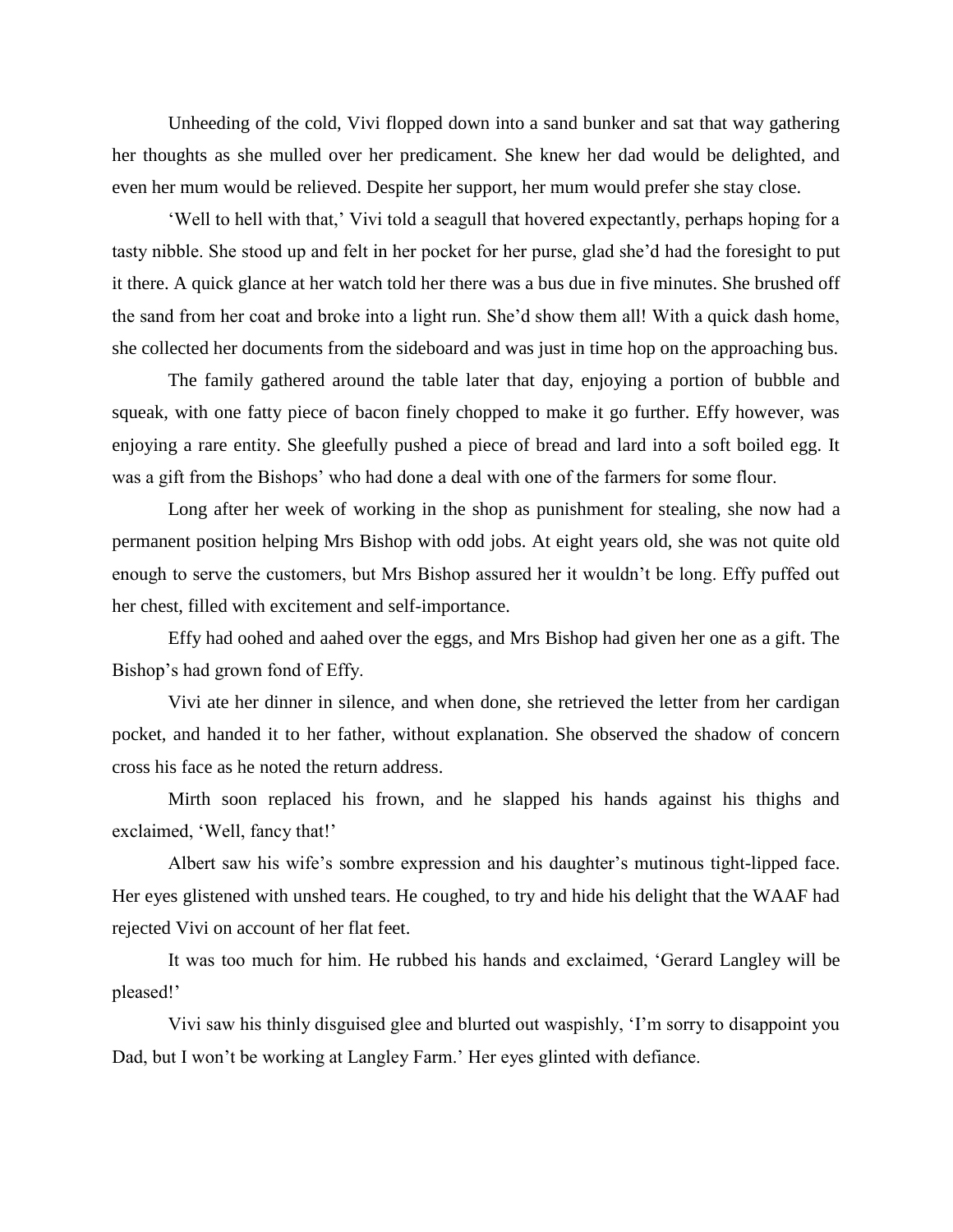Unheeding of the cold, Vivi flopped down into a sand bunker and sat that way gathering her thoughts as she mulled over her predicament. She knew her dad would be delighted, and even her mum would be relieved. Despite her support, her mum would prefer she stay close.

'Well to hell with that,' Vivi told a seagull that hovered expectantly, perhaps hoping for a tasty nibble. She stood up and felt in her pocket for her purse, glad she'd had the foresight to put it there. A quick glance at her watch told her there was a bus due in five minutes. She brushed off the sand from her coat and broke into a light run. She'd show them all! With a quick dash home, she collected her documents from the sideboard and was just in time hop on the approaching bus.

The family gathered around the table later that day, enjoying a portion of bubble and squeak, with one fatty piece of bacon finely chopped to make it go further. Effy however, was enjoying a rare entity. She gleefully pushed a piece of bread and lard into a soft boiled egg. It was a gift from the Bishops' who had done a deal with one of the farmers for some flour.

Long after her week of working in the shop as punishment for stealing, she now had a permanent position helping Mrs Bishop with odd jobs. At eight years old, she was not quite old enough to serve the customers, but Mrs Bishop assured her it wouldn't be long. Effy puffed out her chest, filled with excitement and self-importance.

Effy had oohed and aahed over the eggs, and Mrs Bishop had given her one as a gift. The Bishop's had grown fond of Effy.

Vivi ate her dinner in silence, and when done, she retrieved the letter from her cardigan pocket, and handed it to her father, without explanation. She observed the shadow of concern cross his face as he noted the return address.

Mirth soon replaced his frown, and he slapped his hands against his thighs and exclaimed, 'Well, fancy that!'

Albert saw his wife's sombre expression and his daughter's mutinous tight-lipped face. Her eyes glistened with unshed tears. He coughed, to try and hide his delight that the WAAF had rejected Vivi on account of her flat feet.

It was too much for him. He rubbed his hands and exclaimed, 'Gerard Langley will be pleased!'

Vivi saw his thinly disguised glee and blurted out waspishly, 'I'm sorry to disappoint you Dad, but I won't be working at Langley Farm.' Her eyes glinted with defiance.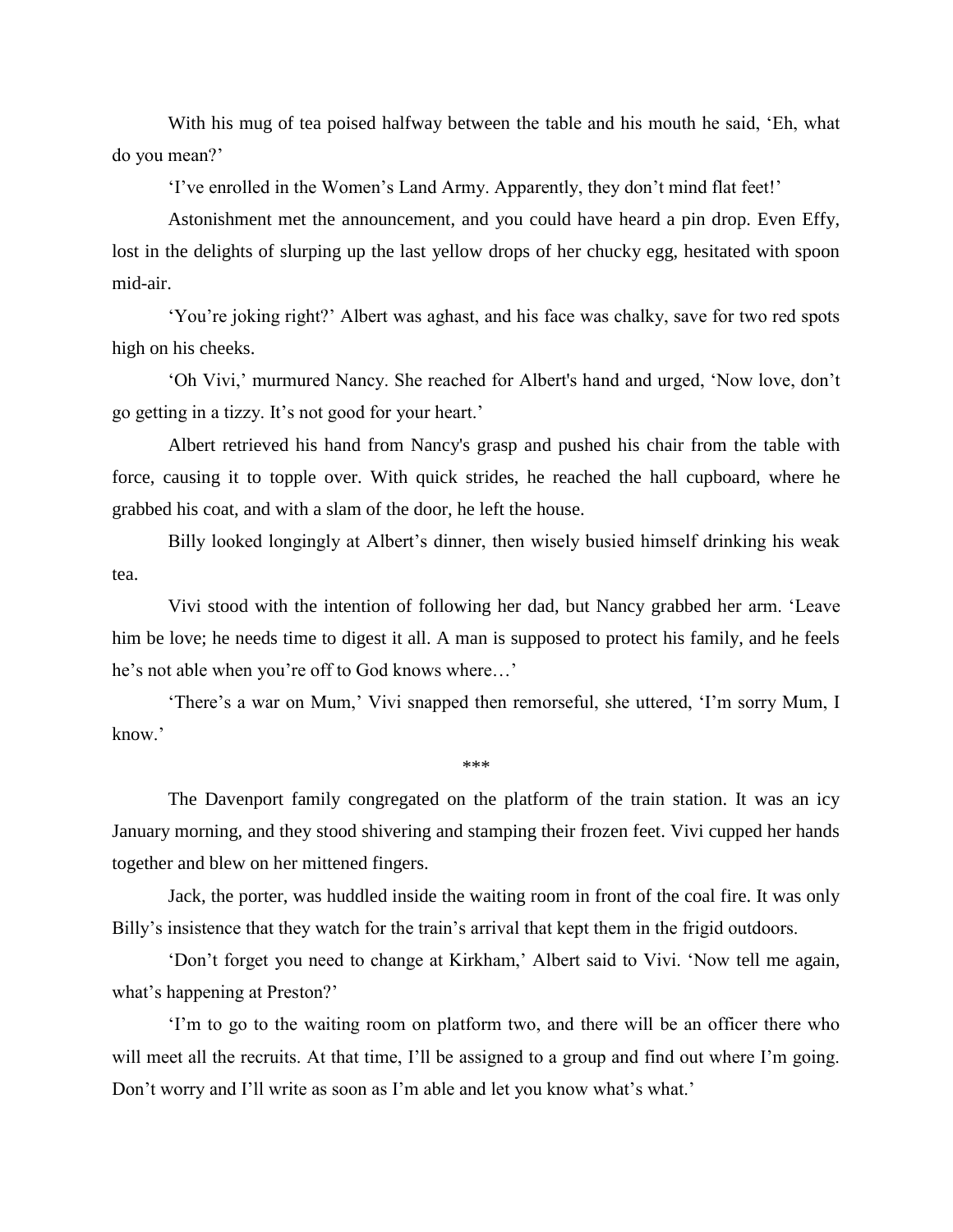With his mug of tea poised halfway between the table and his mouth he said, 'Eh, what do you mean?'

'I've enrolled in the Women's Land Army. Apparently, they don't mind flat feet!'

Astonishment met the announcement, and you could have heard a pin drop. Even Effy, lost in the delights of slurping up the last yellow drops of her chucky egg, hesitated with spoon mid-air.

'You're joking right?' Albert was aghast, and his face was chalky, save for two red spots high on his cheeks.

'Oh Vivi,' murmured Nancy. She reached for Albert's hand and urged, 'Now love, don't go getting in a tizzy. It's not good for your heart.'

Albert retrieved his hand from Nancy's grasp and pushed his chair from the table with force, causing it to topple over. With quick strides, he reached the hall cupboard, where he grabbed his coat, and with a slam of the door, he left the house.

Billy looked longingly at Albert's dinner, then wisely busied himself drinking his weak tea.

Vivi stood with the intention of following her dad, but Nancy grabbed her arm. 'Leave him be love; he needs time to digest it all. A man is supposed to protect his family, and he feels he's not able when you're off to God knows where…'

'There's a war on Mum,' Vivi snapped then remorseful, she uttered, 'I'm sorry Mum, I know.'

***

The Davenport family congregated on the platform of the train station. It was an icy January morning, and they stood shivering and stamping their frozen feet. Vivi cupped her hands together and blew on her mittened fingers.

Jack, the porter, was huddled inside the waiting room in front of the coal fire. It was only Billy's insistence that they watch for the train's arrival that kept them in the frigid outdoors.

'Don't forget you need to change at Kirkham,' Albert said to Vivi. 'Now tell me again, what's happening at Preston?'

'I'm to go to the waiting room on platform two, and there will be an officer there who will meet all the recruits. At that time, I'll be assigned to a group and find out where I'm going. Don't worry and I'll write as soon as I'm able and let you know what's what.'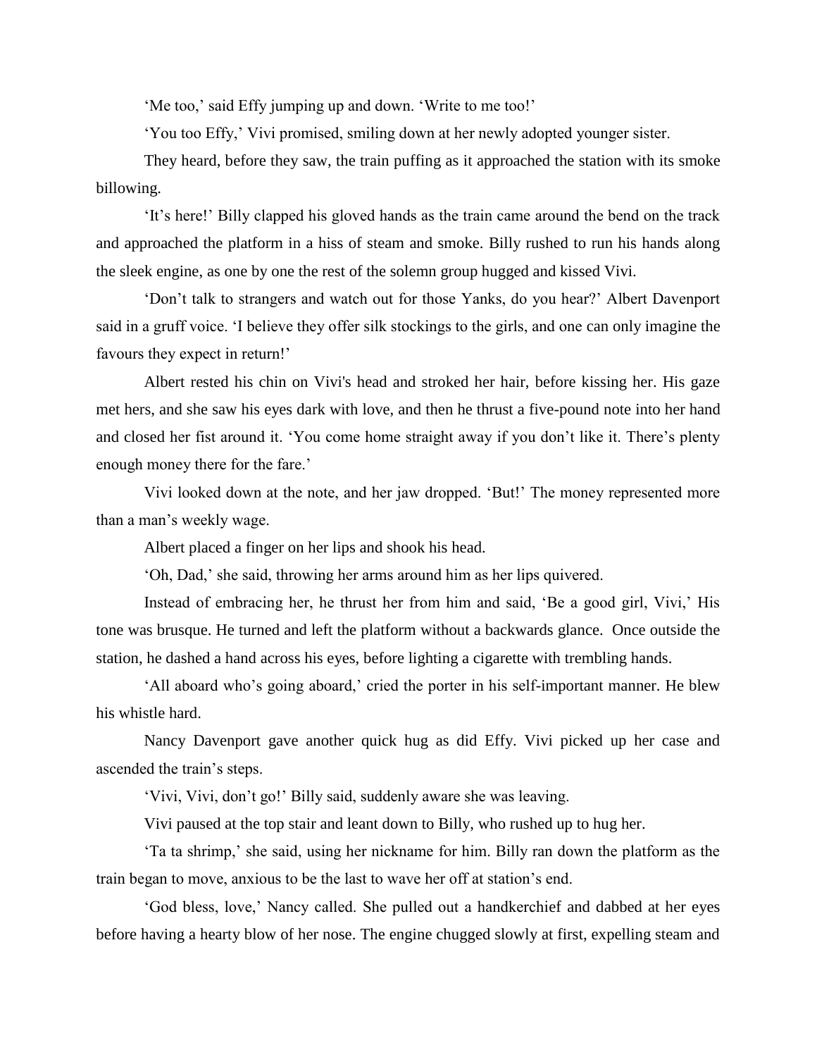'Me too,' said Effy jumping up and down. 'Write to me too!'

'You too Effy,' Vivi promised, smiling down at her newly adopted younger sister.

They heard, before they saw, the train puffing as it approached the station with its smoke billowing.

'It's here!' Billy clapped his gloved hands as the train came around the bend on the track and approached the platform in a hiss of steam and smoke. Billy rushed to run his hands along the sleek engine, as one by one the rest of the solemn group hugged and kissed Vivi.

'Don't talk to strangers and watch out for those Yanks, do you hear?' Albert Davenport said in a gruff voice. 'I believe they offer silk stockings to the girls, and one can only imagine the favours they expect in return!'

Albert rested his chin on Vivi's head and stroked her hair, before kissing her. His gaze met hers, and she saw his eyes dark with love, and then he thrust a five-pound note into her hand and closed her fist around it. 'You come home straight away if you don't like it. There's plenty enough money there for the fare.'

Vivi looked down at the note, and her jaw dropped. 'But!' The money represented more than a man's weekly wage.

Albert placed a finger on her lips and shook his head.

'Oh, Dad,' she said, throwing her arms around him as her lips quivered.

Instead of embracing her, he thrust her from him and said, 'Be a good girl, Vivi,' His tone was brusque. He turned and left the platform without a backwards glance. Once outside the station, he dashed a hand across his eyes, before lighting a cigarette with trembling hands.

'All aboard who's going aboard,' cried the porter in his self-important manner. He blew his whistle hard.

Nancy Davenport gave another quick hug as did Effy. Vivi picked up her case and ascended the train's steps.

'Vivi, Vivi, don't go!' Billy said, suddenly aware she was leaving.

Vivi paused at the top stair and leant down to Billy, who rushed up to hug her.

'Ta ta shrimp,' she said, using her nickname for him. Billy ran down the platform as the train began to move, anxious to be the last to wave her off at station's end.

'God bless, love,' Nancy called. She pulled out a handkerchief and dabbed at her eyes before having a hearty blow of her nose. The engine chugged slowly at first, expelling steam and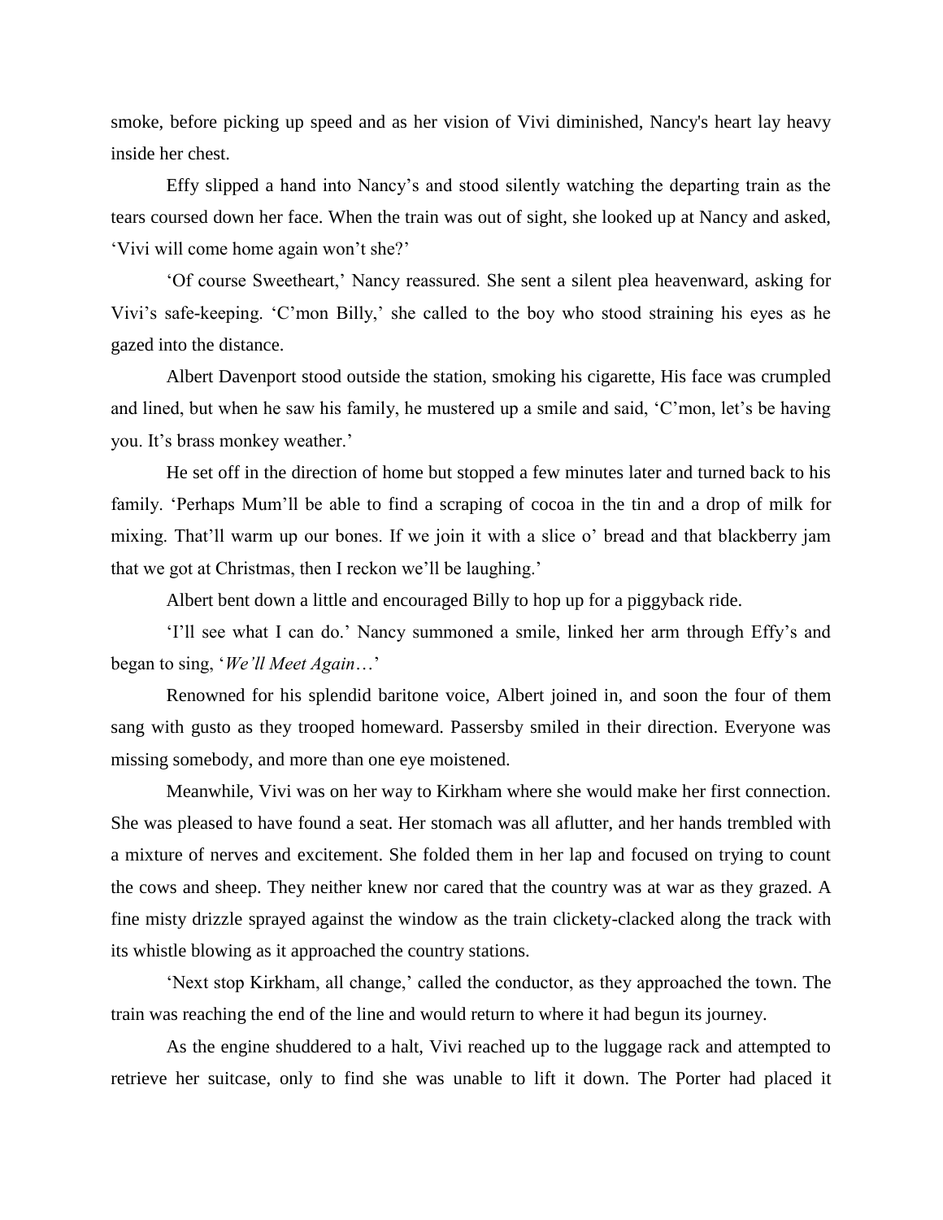smoke, before picking up speed and as her vision of Vivi diminished, Nancy's heart lay heavy inside her chest.

Effy slipped a hand into Nancy's and stood silently watching the departing train as the tears coursed down her face. When the train was out of sight, she looked up at Nancy and asked, 'Vivi will come home again won't she?'

'Of course Sweetheart,' Nancy reassured. She sent a silent plea heavenward, asking for Vivi's safe-keeping. 'C'mon Billy,' she called to the boy who stood straining his eyes as he gazed into the distance.

Albert Davenport stood outside the station, smoking his cigarette, His face was crumpled and lined, but when he saw his family, he mustered up a smile and said, 'C'mon, let's be having you. It's brass monkey weather.'

He set off in the direction of home but stopped a few minutes later and turned back to his family. 'Perhaps Mum'll be able to find a scraping of cocoa in the tin and a drop of milk for mixing. That'll warm up our bones. If we join it with a slice o' bread and that blackberry jam that we got at Christmas, then I reckon we'll be laughing.'

Albert bent down a little and encouraged Billy to hop up for a piggyback ride.

'I'll see what I can do.' Nancy summoned a smile, linked her arm through Effy's and began to sing, '*We'll Meet Again*…'

Renowned for his splendid baritone voice, Albert joined in, and soon the four of them sang with gusto as they trooped homeward. Passersby smiled in their direction. Everyone was missing somebody, and more than one eye moistened.

Meanwhile, Vivi was on her way to Kirkham where she would make her first connection. She was pleased to have found a seat. Her stomach was all aflutter, and her hands trembled with a mixture of nerves and excitement. She folded them in her lap and focused on trying to count the cows and sheep. They neither knew nor cared that the country was at war as they grazed. A fine misty drizzle sprayed against the window as the train clickety-clacked along the track with its whistle blowing as it approached the country stations.

'Next stop Kirkham, all change,' called the conductor, as they approached the town. The train was reaching the end of the line and would return to where it had begun its journey.

As the engine shuddered to a halt, Vivi reached up to the luggage rack and attempted to retrieve her suitcase, only to find she was unable to lift it down. The Porter had placed it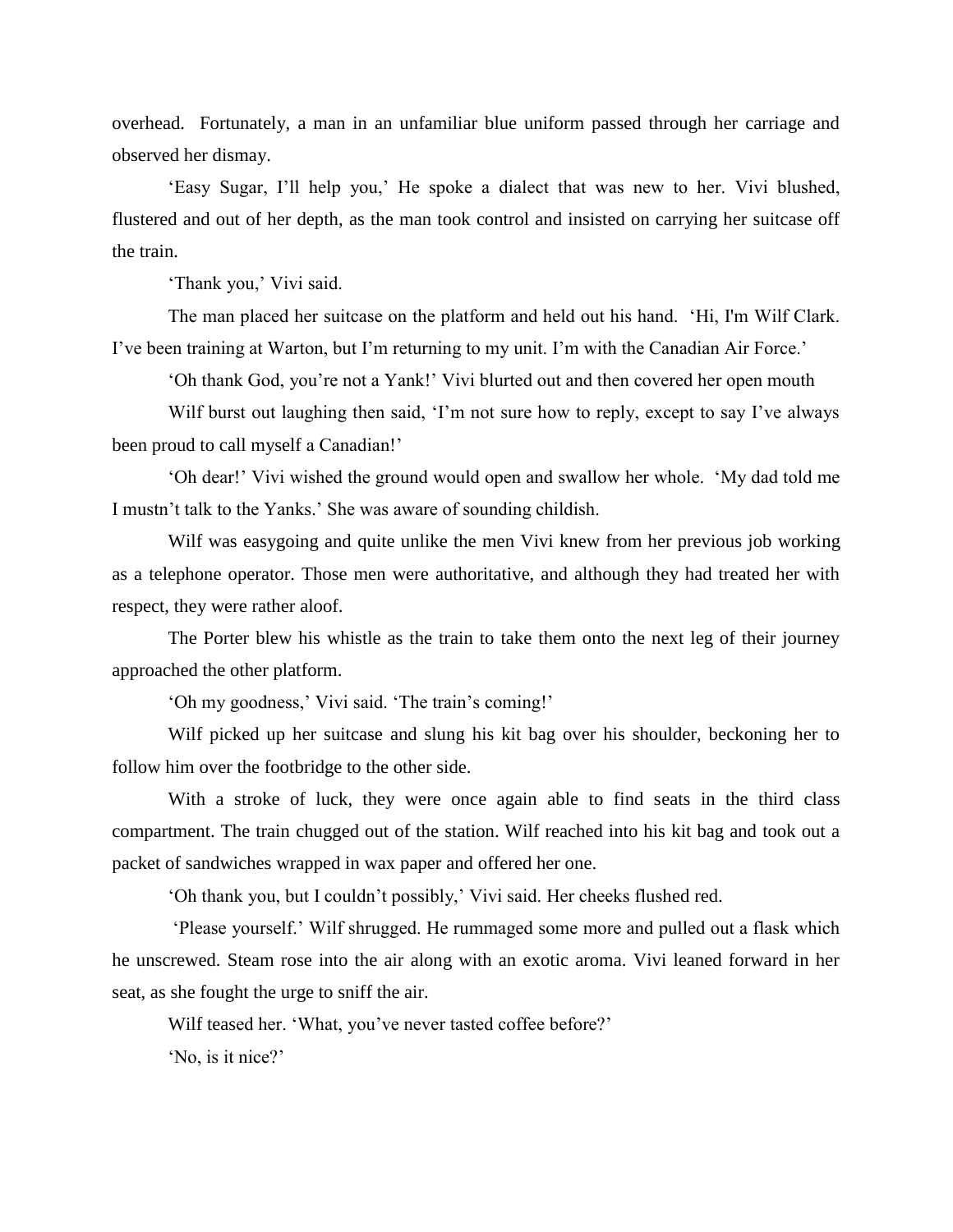overhead. Fortunately, a man in an unfamiliar blue uniform passed through her carriage and observed her dismay.

'Easy Sugar, I'll help you,' He spoke a dialect that was new to her. Vivi blushed, flustered and out of her depth, as the man took control and insisted on carrying her suitcase off the train.

'Thank you,' Vivi said.

The man placed her suitcase on the platform and held out his hand. 'Hi, I'm Wilf Clark. I've been training at Warton, but I'm returning to my unit. I'm with the Canadian Air Force.'

'Oh thank God, you're not a Yank!' Vivi blurted out and then covered her open mouth

Wilf burst out laughing then said, 'I'm not sure how to reply, except to say I've always been proud to call myself a Canadian!'

'Oh dear!' Vivi wished the ground would open and swallow her whole. 'My dad told me I mustn't talk to the Yanks.' She was aware of sounding childish.

Wilf was easygoing and quite unlike the men Vivi knew from her previous job working as a telephone operator. Those men were authoritative, and although they had treated her with respect, they were rather aloof.

The Porter blew his whistle as the train to take them onto the next leg of their journey approached the other platform.

'Oh my goodness,' Vivi said. 'The train's coming!'

Wilf picked up her suitcase and slung his kit bag over his shoulder, beckoning her to follow him over the footbridge to the other side.

With a stroke of luck, they were once again able to find seats in the third class compartment. The train chugged out of the station. Wilf reached into his kit bag and took out a packet of sandwiches wrapped in wax paper and offered her one.

'Oh thank you, but I couldn't possibly,' Vivi said. Her cheeks flushed red.

'Please yourself.' Wilf shrugged. He rummaged some more and pulled out a flask which he unscrewed. Steam rose into the air along with an exotic aroma. Vivi leaned forward in her seat, as she fought the urge to sniff the air.

Wilf teased her. 'What, you've never tasted coffee before?'

'No, is it nice?'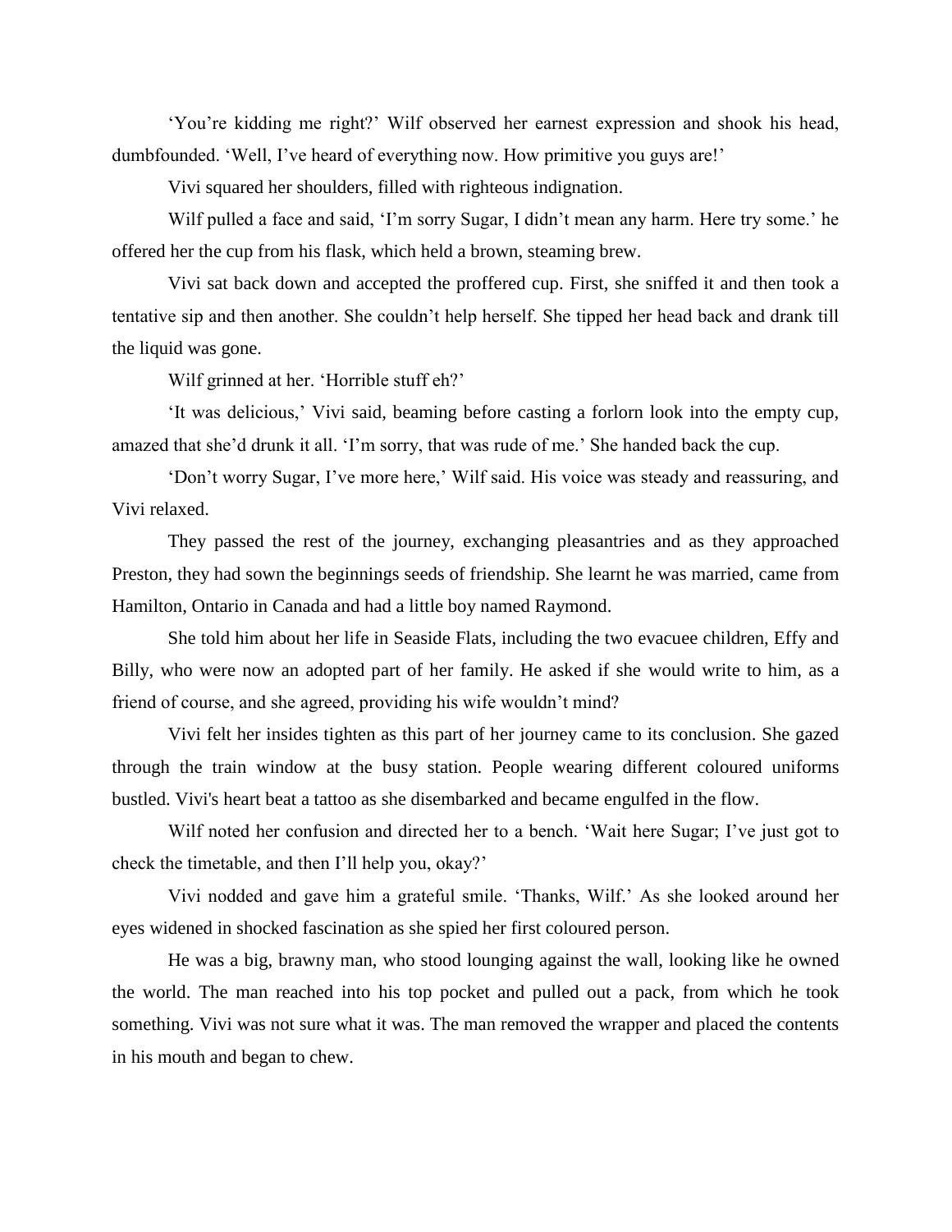'You're kidding me right?' Wilf observed her earnest expression and shook his head, dumbfounded. 'Well, I've heard of everything now. How primitive you guys are!'

Vivi squared her shoulders, filled with righteous indignation.

Wilf pulled a face and said, 'I'm sorry Sugar, I didn't mean any harm. Here try some.' he offered her the cup from his flask, which held a brown, steaming brew.

Vivi sat back down and accepted the proffered cup. First, she sniffed it and then took a tentative sip and then another. She couldn't help herself. She tipped her head back and drank till the liquid was gone.

Wilf grinned at her. 'Horrible stuff eh?'

'It was delicious,' Vivi said, beaming before casting a forlorn look into the empty cup, amazed that she'd drunk it all. 'I'm sorry, that was rude of me.' She handed back the cup.

'Don't worry Sugar, I've more here,' Wilf said. His voice was steady and reassuring, and Vivi relaxed.

They passed the rest of the journey, exchanging pleasantries and as they approached Preston, they had sown the beginnings seeds of friendship. She learnt he was married, came from Hamilton, Ontario in Canada and had a little boy named Raymond.

She told him about her life in Seaside Flats, including the two evacuee children, Effy and Billy, who were now an adopted part of her family. He asked if she would write to him, as a friend of course, and she agreed, providing his wife wouldn't mind?

Vivi felt her insides tighten as this part of her journey came to its conclusion. She gazed through the train window at the busy station. People wearing different coloured uniforms bustled. Vivi's heart beat a tattoo as she disembarked and became engulfed in the flow.

Wilf noted her confusion and directed her to a bench. 'Wait here Sugar; I've just got to check the timetable, and then I'll help you, okay?'

Vivi nodded and gave him a grateful smile. 'Thanks, Wilf.' As she looked around her eyes widened in shocked fascination as she spied her first coloured person.

He was a big, brawny man, who stood lounging against the wall, looking like he owned the world. The man reached into his top pocket and pulled out a pack, from which he took something. Vivi was not sure what it was. The man removed the wrapper and placed the contents in his mouth and began to chew.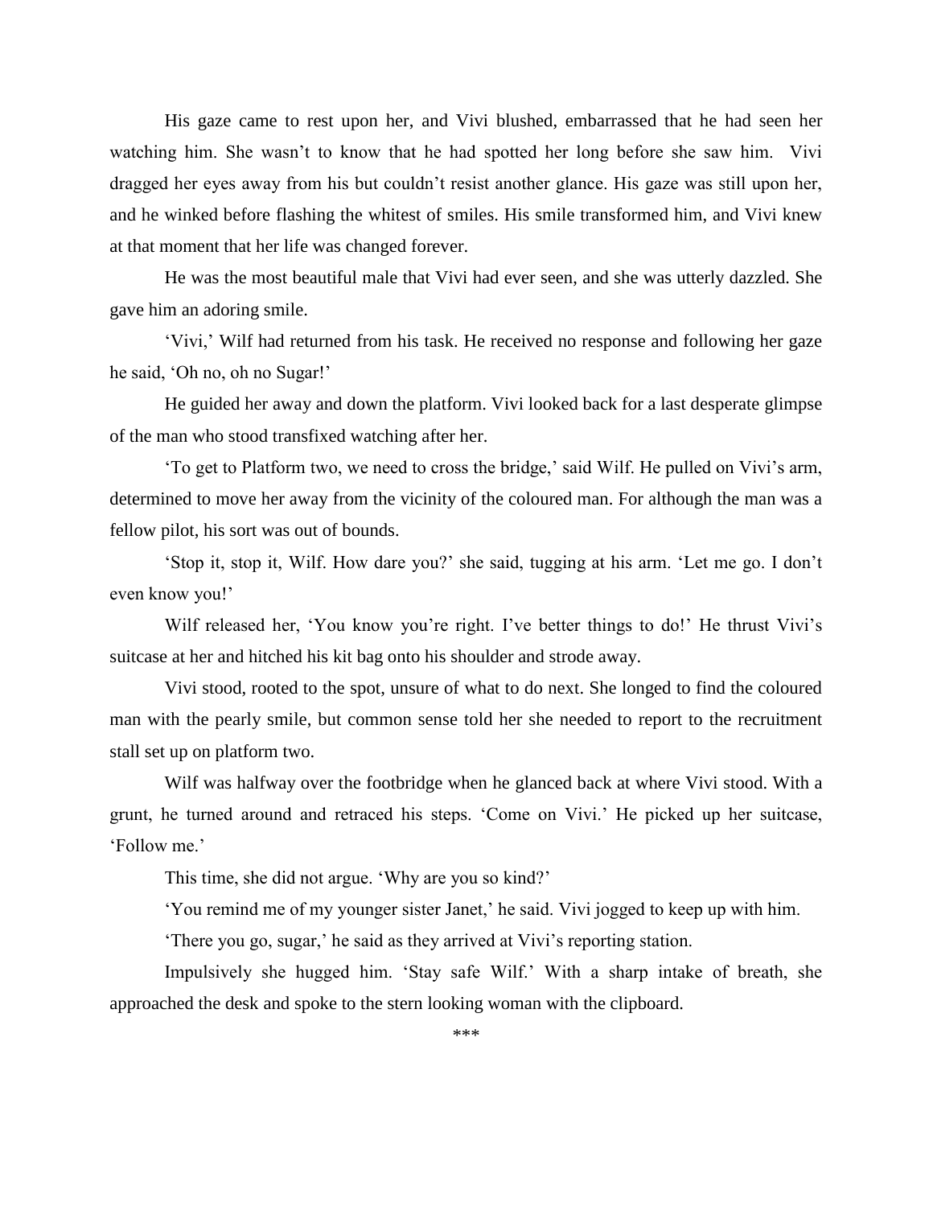His gaze came to rest upon her, and Vivi blushed, embarrassed that he had seen her watching him. She wasn't to know that he had spotted her long before she saw him. Vivi dragged her eyes away from his but couldn't resist another glance. His gaze was still upon her, and he winked before flashing the whitest of smiles. His smile transformed him, and Vivi knew at that moment that her life was changed forever.

He was the most beautiful male that Vivi had ever seen, and she was utterly dazzled. She gave him an adoring smile.

'Vivi,' Wilf had returned from his task. He received no response and following her gaze he said, 'Oh no, oh no Sugar!'

He guided her away and down the platform. Vivi looked back for a last desperate glimpse of the man who stood transfixed watching after her.

'To get to Platform two, we need to cross the bridge,' said Wilf. He pulled on Vivi's arm, determined to move her away from the vicinity of the coloured man. For although the man was a fellow pilot, his sort was out of bounds.

'Stop it, stop it, Wilf. How dare you?' she said, tugging at his arm. 'Let me go. I don't even know you!'

Wilf released her, 'You know you're right. I've better things to do!' He thrust Vivi's suitcase at her and hitched his kit bag onto his shoulder and strode away.

Vivi stood, rooted to the spot, unsure of what to do next. She longed to find the coloured man with the pearly smile, but common sense told her she needed to report to the recruitment stall set up on platform two.

Wilf was halfway over the footbridge when he glanced back at where Vivi stood. With a grunt, he turned around and retraced his steps. 'Come on Vivi.' He picked up her suitcase, 'Follow me.'

This time, she did not argue. 'Why are you so kind?'

'You remind me of my younger sister Janet,' he said. Vivi jogged to keep up with him.

'There you go, sugar,' he said as they arrived at Vivi's reporting station.

Impulsively she hugged him. 'Stay safe Wilf.' With a sharp intake of breath, she approached the desk and spoke to the stern looking woman with the clipboard.

***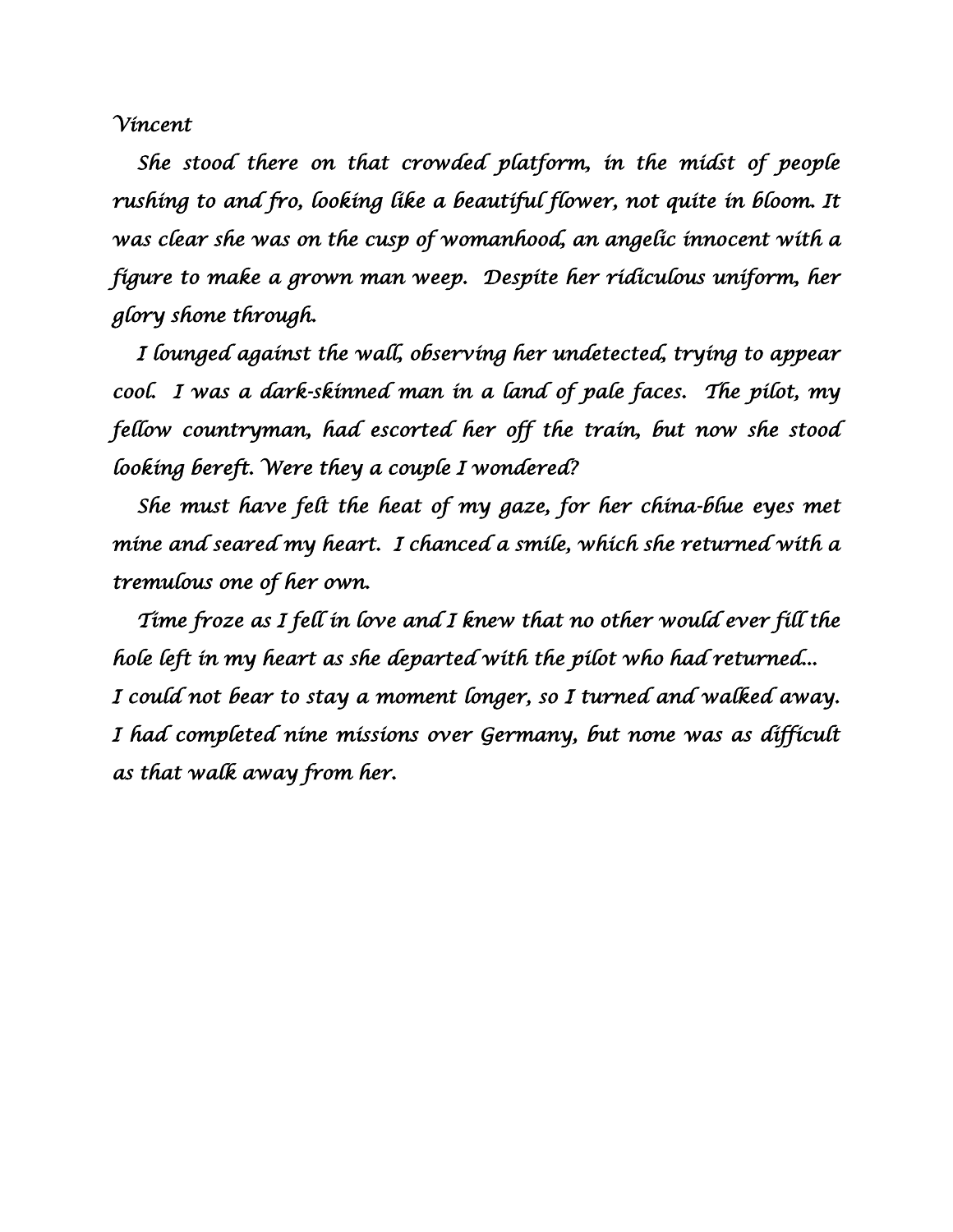*Vincent*

*She stood there on that crowded platform, in the midst of people rushing to and fro, looking like a beautiful flower, not quite in bloom. It was clear she was on the cusp of womanhood, an angelic innocent with a figure to make a grown man weep. Despite her ridiculous uniform, her glory shone through.*

*I lounged against the wall, observing her undetected, trying to appear cool. I was a dark-skinned man in a land of pale faces. The pilot, my fellow countryman, had escorted her off the train, but now she stood looking bereft. Were they a couple I wondered?*

*She must have felt the heat of my gaze, for her china-blue eyes met mine and seared my heart. I chanced a smile, which she returned with a tremulous one of her own.*

*Time froze as I fell in love and I knew that no other would ever fill the hole left in my heart as she departed with the pilot who had returned...*
*I could not bear to stay a moment longer, so I turned and walked away. I had completed nine missions over Germany, but none was as difficult as that walk away from her.*